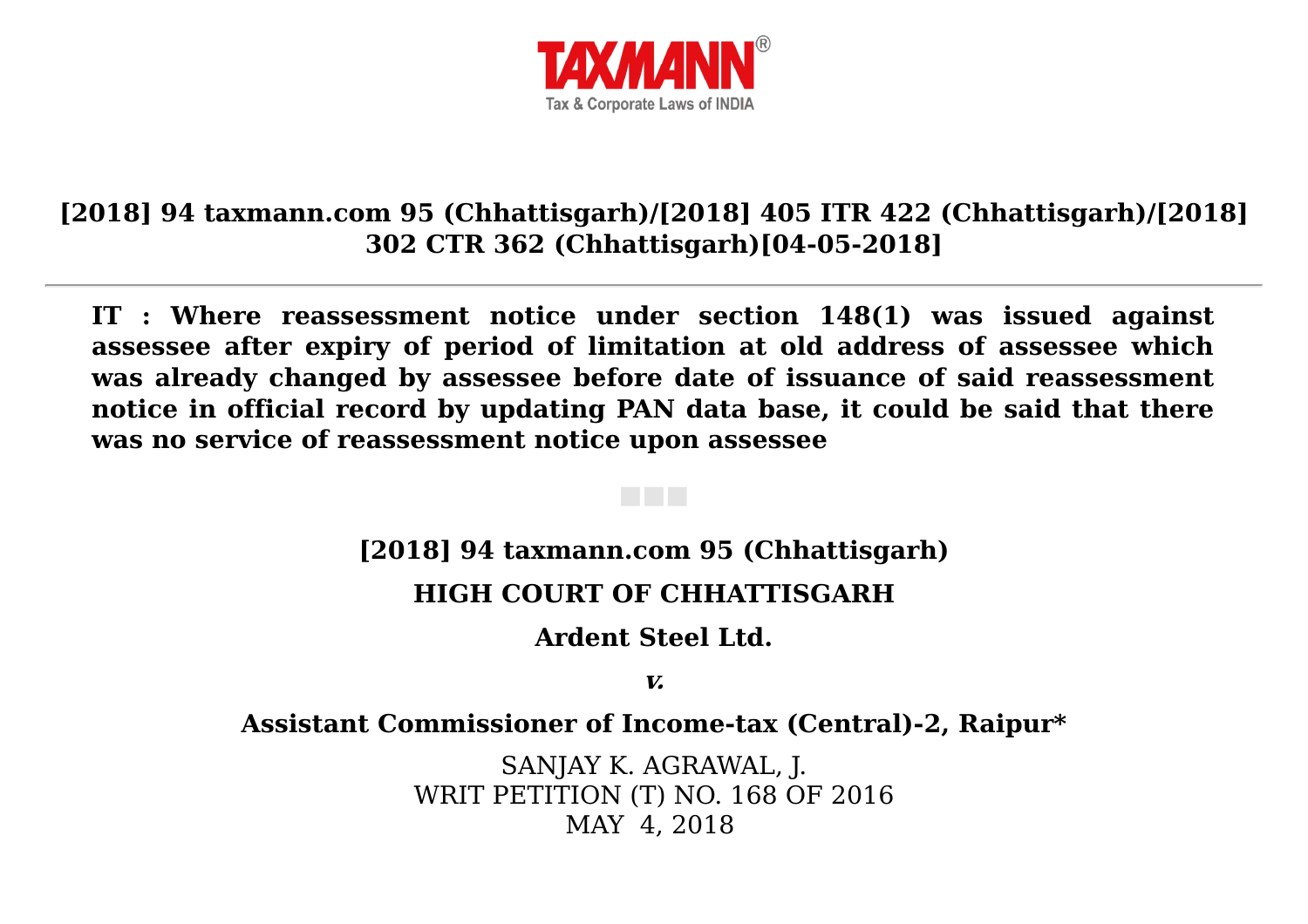**[2018] 94 taxmann.com 95 (Chhattisgarh)/[2018] 405 ITR 422 (Chhattisgarh)/[2018] 302 CTR 362 (Chhattisgarh)[04-05-2018]**

**IT : Where reassessment notice under section 148(1) was issued against assessee after expiry of period of limitation at old address of assessee which was already changed by assessee before date of issuance of said reassessment notice in official record by updating PAN data base, it could be said that there was no service of reassessment notice upon assessee**

**[2018] 94 taxmann.com 95 (Chhattisgarh)**

**HIGH COURT OF CHHATTISGARH**

**Ardent Steel Ltd.**

***v.***

**Assistant Commissioner of Income-tax (Central)-2, Raipur***

SANJAY K. AGRAWAL, J.
WRIT PETITION (T) NO. 168 OF 2016
MAY 4, 2018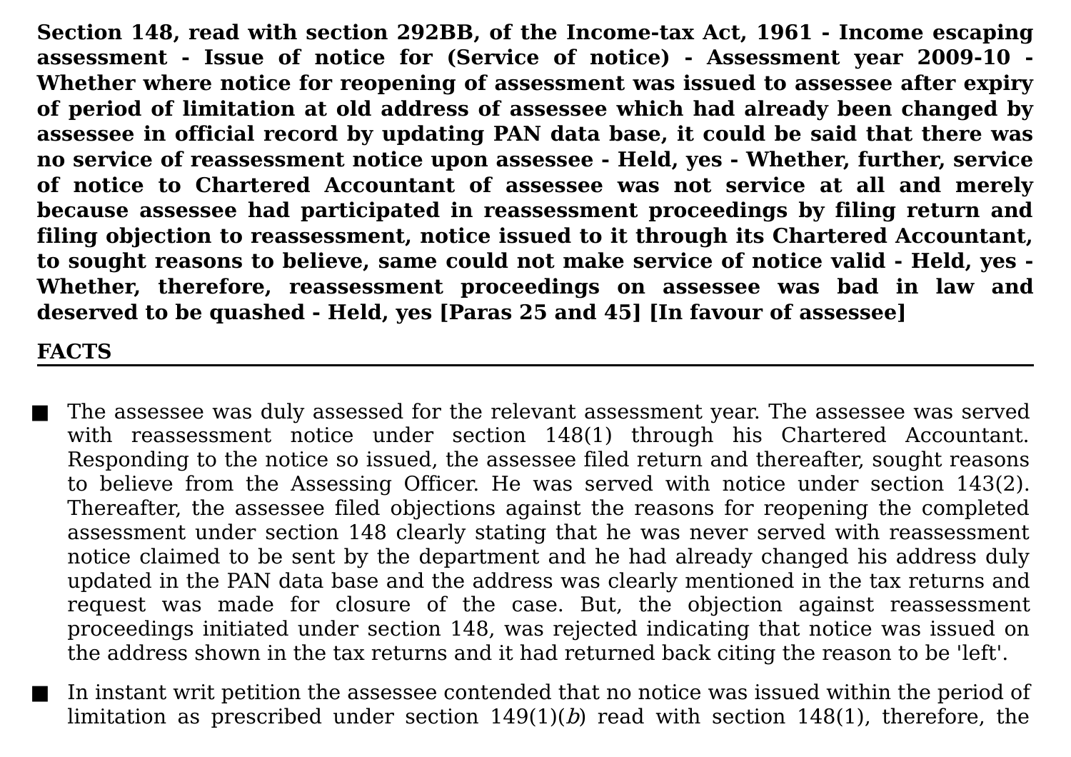**Section 148, read with section 292BB, of the Income-tax Act, 1961 - Income escaping assessment - Issue of notice for (Service of notice) - Assessment year 2009-10 - Whether where notice for reopening of assessment was issued to assessee after expiry of period of limitation at old address of assessee which had already been changed by assessee in official record by updating PAN data base, it could be said that there was no service of reassessment notice upon assessee - Held, yes - Whether, further, service of notice to Chartered Accountant of assessee was not service at all and merely because assessee had participated in reassessment proceedings by filing return and filing objection to reassessment, notice issued to it through its Chartered Accountant, to sought reasons to believe, same could not make service of notice valid - Held, yes - Whether, therefore, reassessment proceedings on assessee was bad in law and deserved to be quashed - Held, yes [Paras 25 and 45] [In favour of assessee]**

## FACTS

- The assessee was duly assessed for the relevant assessment year. The assessee was served with reassessment notice under section 148(1) through his Chartered Accountant. Responding to the notice so issued, the assessee filed return and thereafter, sought reasons to believe from the Assessing Officer. He was served with notice under section 143(2). Thereafter, the assessee filed objections against the reasons for reopening the completed assessment under section 148 clearly stating that he was never served with reassessment notice claimed to be sent by the department and he had already changed his address duly updated in the PAN data base and the address was clearly mentioned in the tax returns and request was made for closure of the case. But, the objection against reassessment proceedings initiated under section 148, was rejected indicating that notice was issued on the address shown in the tax returns and it had returned back citing the reason to be 'left'.

- In instant writ petition the assessee contended that no notice was issued within the period of limitation as prescribed under section 149(1)(*b*) read with section 148(1), therefore, the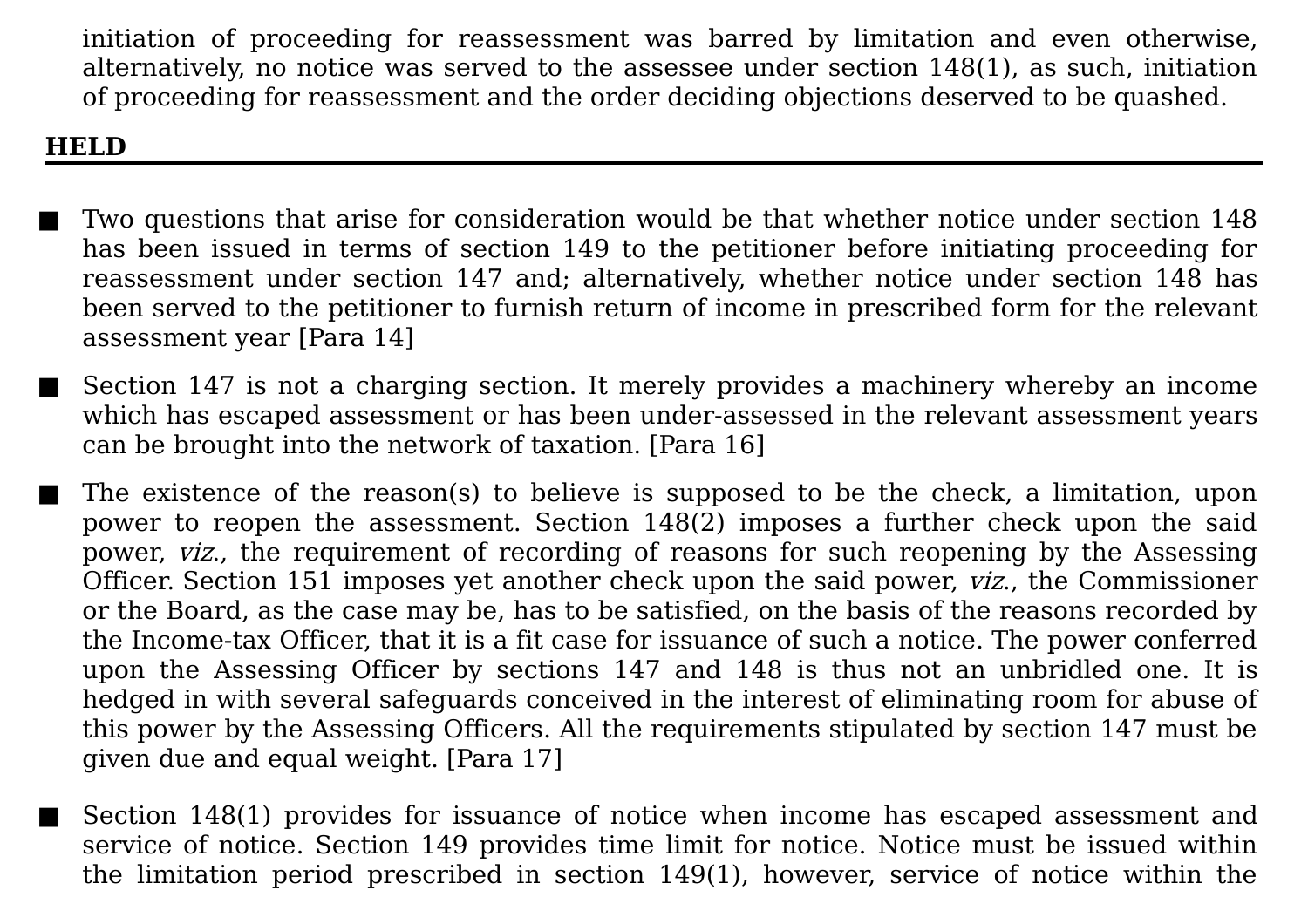initiation of proceeding for reassessment was barred by limitation and even otherwise, alternatively, no notice was served to the assessee under section 148(1), as such, initiation of proceeding for reassessment and the order deciding objections deserved to be quashed.

**HELD**

- Two questions that arise for consideration would be that whether notice under section 148 has been issued in terms of section 149 to the petitioner before initiating proceeding for reassessment under section 147 and; alternatively, whether notice under section 148 has been served to the petitioner to furnish return of income in prescribed form for the relevant assessment year [Para 14]

- Section 147 is not a charging section. It merely provides a machinery whereby an income which has escaped assessment or has been under-assessed in the relevant assessment years can be brought into the network of taxation. [Para 16]

- The existence of the reason(s) to believe is supposed to be the check, a limitation, upon power to reopen the assessment. Section 148(2) imposes a further check upon the said power, *viz.*, the requirement of recording of reasons for such reopening by the Assessing Officer. Section 151 imposes yet another check upon the said power, *viz.*, the Commissioner or the Board, as the case may be, has to be satisfied, on the basis of the reasons recorded by the Income-tax Officer, that it is a fit case for issuance of such a notice. The power conferred upon the Assessing Officer by sections 147 and 148 is thus not an unbridled one. It is hedged in with several safeguards conceived in the interest of eliminating room for abuse of this power by the Assessing Officers. All the requirements stipulated by section 147 must be given due and equal weight. [Para 17]

- Section 148(1) provides for issuance of notice when income has escaped assessment and service of notice. Section 149 provides time limit for notice. Notice must be issued within the limitation period prescribed in section 149(1), however, service of notice within the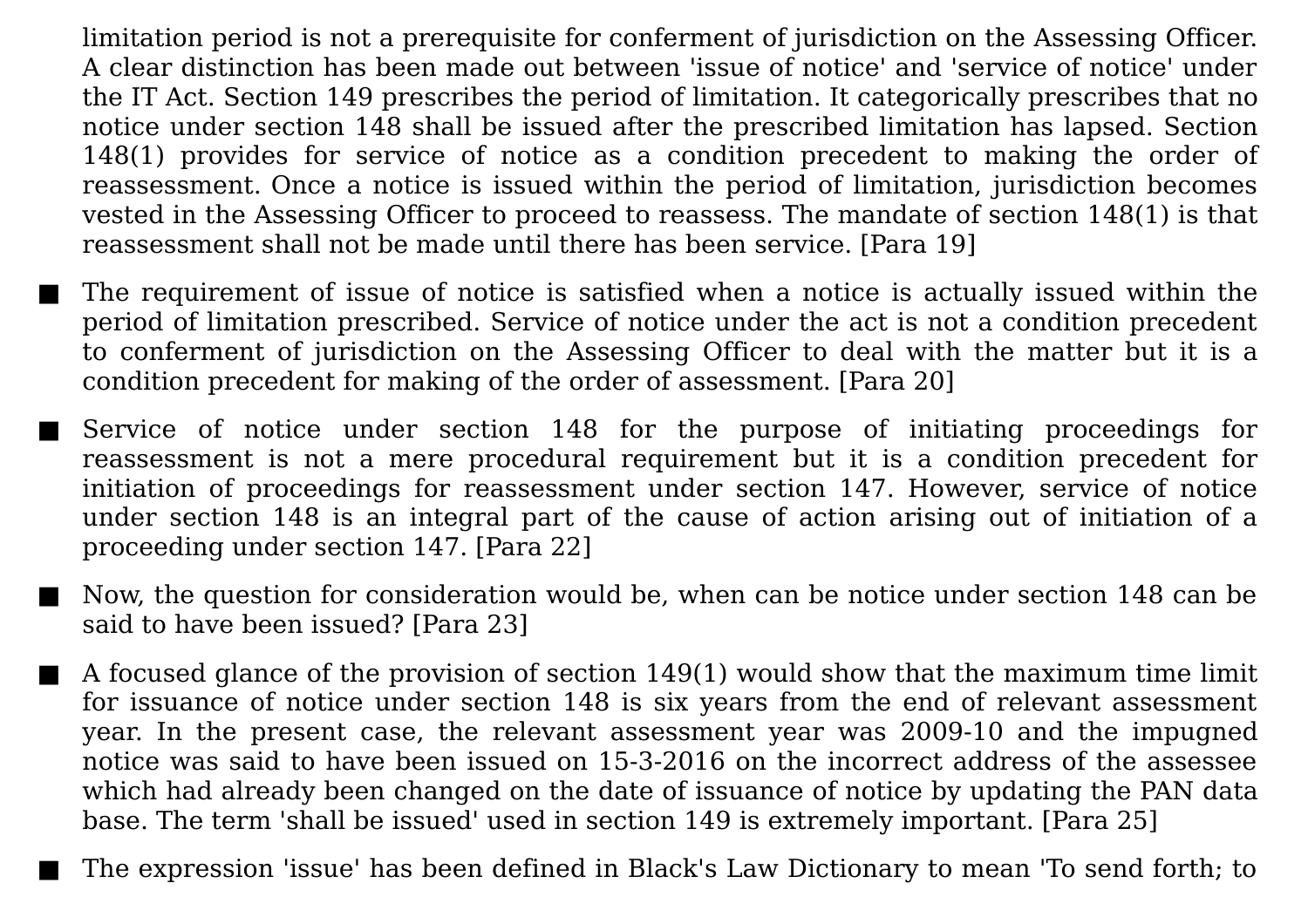limitation period is not a prerequisite for conferment of jurisdiction on the Assessing Officer. A clear distinction has been made out between 'issue of notice' and 'service of notice' under the IT Act. Section 149 prescribes the period of limitation. It categorically prescribes that no notice under section 148 shall be issued after the prescribed limitation has lapsed. Section 148(1) provides for service of notice as a condition precedent to making the order of reassessment. Once a notice is issued within the period of limitation, jurisdiction becomes vested in the Assessing Officer to proceed to reassess. The mandate of section 148(1) is that reassessment shall not be made until there has been service. [Para 19]

- The requirement of issue of notice is satisfied when a notice is actually issued within the period of limitation prescribed. Service of notice under the act is not a condition precedent to conferment of jurisdiction on the Assessing Officer to deal with the matter but it is a condition precedent for making of the order of assessment. [Para 20]

- Service of notice under section 148 for the purpose of initiating proceedings for reassessment is not a mere procedural requirement but it is a condition precedent for initiation of proceedings for reassessment under section 147. However, service of notice under section 148 is an integral part of the cause of action arising out of initiation of a proceeding under section 147. [Para 22]

- Now, the question for consideration would be, when can be notice under section 148 can be said to have been issued? [Para 23]

- A focused glance of the provision of section 149(1) would show that the maximum time limit for issuance of notice under section 148 is six years from the end of relevant assessment year. In the present case, the relevant assessment year was 2009-10 and the impugned notice was said to have been issued on 15-3-2016 on the incorrect address of the assessee which had already been changed on the date of issuance of notice by updating the PAN data base. The term 'shall be issued' used in section 149 is extremely important. [Para 25]

- The expression 'issue' has been defined in Black's Law Dictionary to mean 'To send forth; to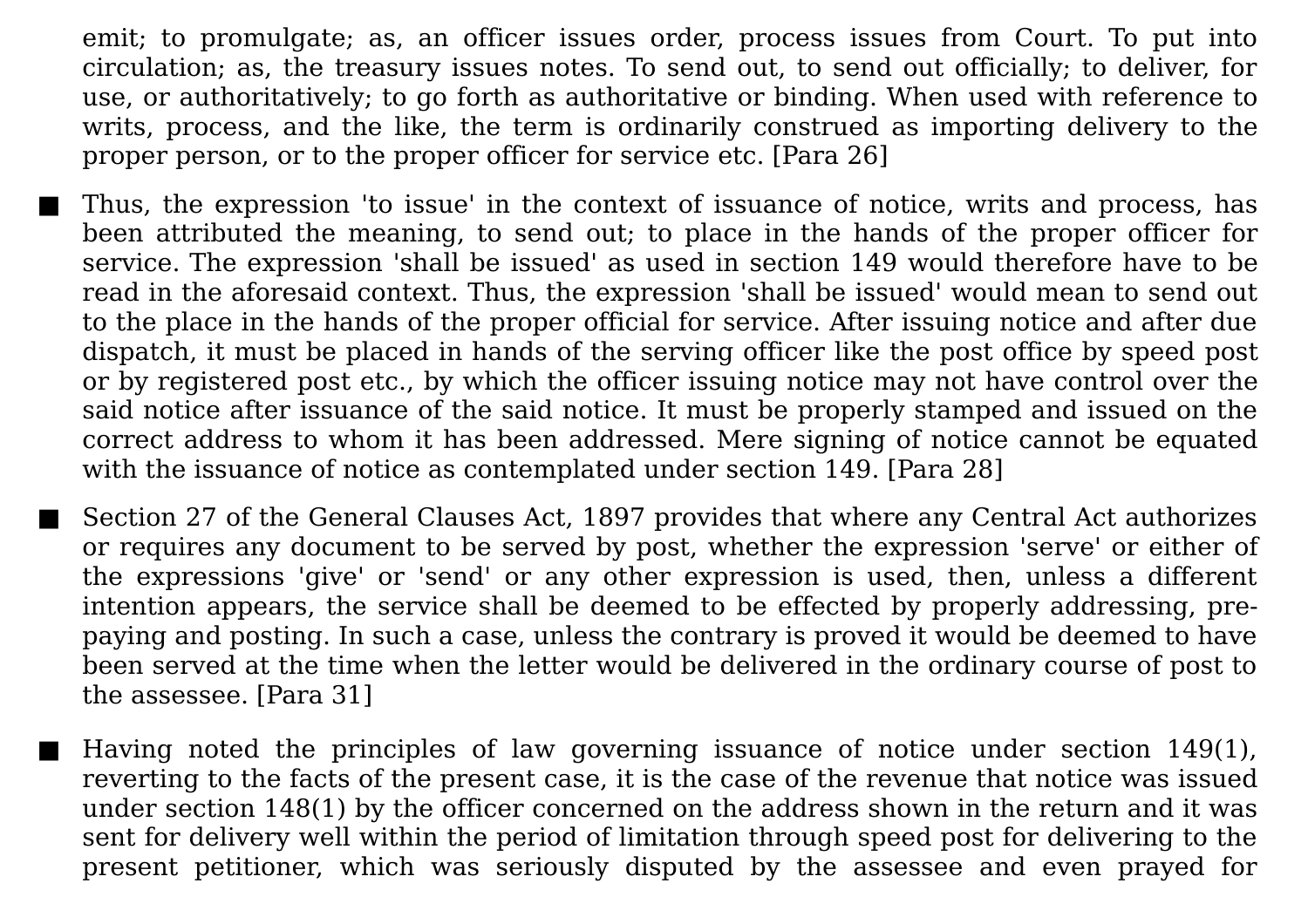emit; to promulgate; as, an officer issues order, process issues from Court. To put into circulation; as, the treasury issues notes. To send out, to send out officially; to deliver, for use, or authoritatively; to go forth as authoritative or binding. When used with reference to writs, process, and the like, the term is ordinarily construed as importing delivery to the proper person, or to the proper officer for service etc. [Para 26]

- Thus, the expression 'to issue' in the context of issuance of notice, writs and process, has been attributed the meaning, to send out; to place in the hands of the proper officer for service. The expression 'shall be issued' as used in section 149 would therefore have to be read in the aforesaid context. Thus, the expression 'shall be issued' would mean to send out to the place in the hands of the proper official for service. After issuing notice and after due dispatch, it must be placed in hands of the serving officer like the post office by speed post or by registered post etc., by which the officer issuing notice may not have control over the said notice after issuance of the said notice. It must be properly stamped and issued on the correct address to whom it has been addressed. Mere signing of notice cannot be equated with the issuance of notice as contemplated under section 149. [Para 28]

- Section 27 of the General Clauses Act, 1897 provides that where any Central Act authorizes or requires any document to be served by post, whether the expression 'serve' or either of the expressions 'give' or 'send' or any other expression is used, then, unless a different intention appears, the service shall be deemed to be effected by properly addressing, pre-paying and posting. In such a case, unless the contrary is proved it would be deemed to have been served at the time when the letter would be delivered in the ordinary course of post to the assessee. [Para 31]

- Having noted the principles of law governing issuance of notice under section 149(1), reverting to the facts of the present case, it is the case of the revenue that notice was issued under section 148(1) by the officer concerned on the address shown in the return and it was sent for delivery well within the period of limitation through speed post for delivering to the present petitioner, which was seriously disputed by the assessee and even prayed for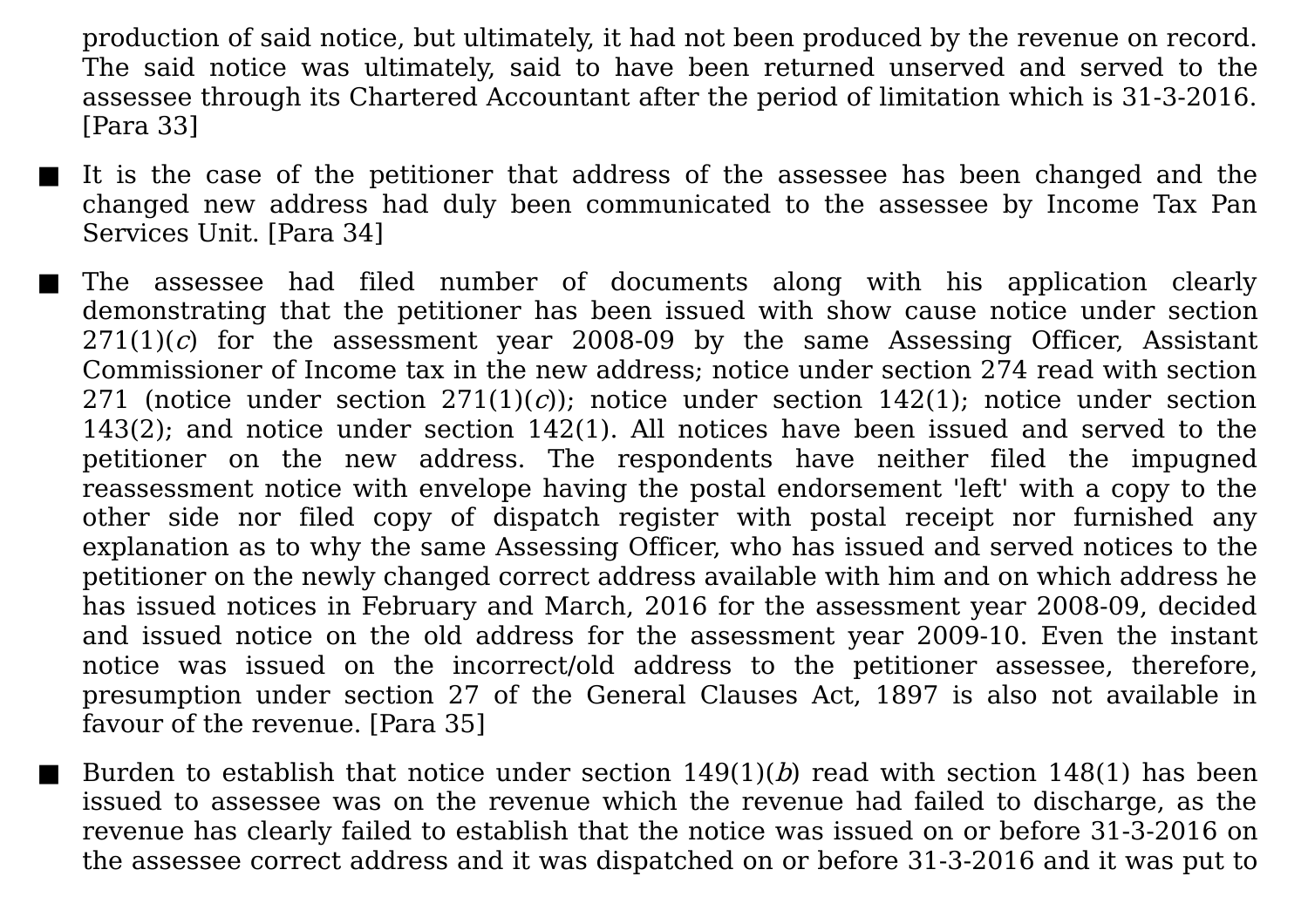production of said notice, but ultimately, it had not been produced by the revenue on record. The said notice was ultimately, said to have been returned unserved and served to the assessee through its Chartered Accountant after the period of limitation which is 31-3-2016. [Para 33]

- It is the case of the petitioner that address of the assessee has been changed and the changed new address had duly been communicated to the assessee by Income Tax Pan Services Unit. [Para 34]

- The assessee had filed number of documents along with his application clearly demonstrating that the petitioner has been issued with show cause notice under section 271(1)(*c*) for the assessment year 2008-09 by the same Assessing Officer, Assistant Commissioner of Income tax in the new address; notice under section 274 read with section 271 (notice under section 271(1)(*c*)); notice under section 142(1); notice under section 143(2); and notice under section 142(1). All notices have been issued and served to the petitioner on the new address. The respondents have neither filed the impugned reassessment notice with envelope having the postal endorsement 'left' with a copy to the other side nor filed copy of dispatch register with postal receipt nor furnished any explanation as to why the same Assessing Officer, who has issued and served notices to the petitioner on the newly changed correct address available with him and on which address he has issued notices in February and March, 2016 for the assessment year 2008-09, decided and issued notice on the old address for the assessment year 2009-10. Even the instant notice was issued on the incorrect/old address to the petitioner assessee, therefore, presumption under section 27 of the General Clauses Act, 1897 is also not available in favour of the revenue. [Para 35]

- Burden to establish that notice under section 149(1)(*b*) read with section 148(1) has been issued to assessee was on the revenue which the revenue had failed to discharge, as the revenue has clearly failed to establish that the notice was issued on or before 31-3-2016 on the assessee correct address and it was dispatched on or before 31-3-2016 and it was put to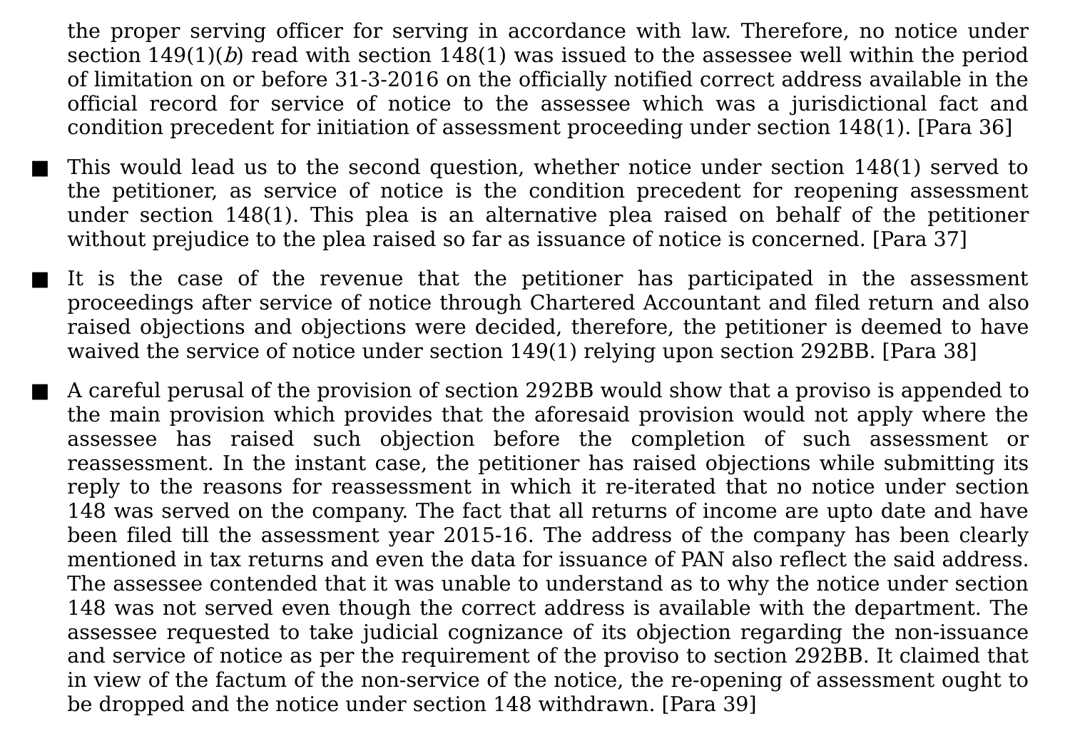the proper serving officer for serving in accordance with law. Therefore, no notice under section 149(1)(*b*) read with section 148(1) was issued to the assessee well within the period of limitation on or before 31-3-2016 on the officially notified correct address available in the official record for service of notice to the assessee which was a jurisdictional fact and condition precedent for initiation of assessment proceeding under section 148(1). [Para 36]

- This would lead us to the second question, whether notice under section 148(1) served to the petitioner, as service of notice is the condition precedent for reopening assessment under section 148(1). This plea is an alternative plea raised on behalf of the petitioner without prejudice to the plea raised so far as issuance of notice is concerned. [Para 37]

- It is the case of the revenue that the petitioner has participated in the assessment proceedings after service of notice through Chartered Accountant and filed return and also raised objections and objections were decided, therefore, the petitioner is deemed to have waived the service of notice under section 149(1) relying upon section 292BB. [Para 38]

- A careful perusal of the provision of section 292BB would show that a proviso is appended to the main provision which provides that the aforesaid provision would not apply where the assessee has raised such objection before the completion of such assessment or reassessment. In the instant case, the petitioner has raised objections while submitting its reply to the reasons for reassessment in which it re-iterated that no notice under section 148 was served on the company. The fact that all returns of income are upto date and have been filed till the assessment year 2015-16. The address of the company has been clearly mentioned in tax returns and even the data for issuance of PAN also reflect the said address. The assessee contended that it was unable to understand as to why the notice under section 148 was not served even though the correct address is available with the department. The assessee requested to take judicial cognizance of its objection regarding the non-issuance and service of notice as per the requirement of the proviso to section 292BB. It claimed that in view of the factum of the non-service of the notice, the re-opening of assessment ought to be dropped and the notice under section 148 withdrawn. [Para 39]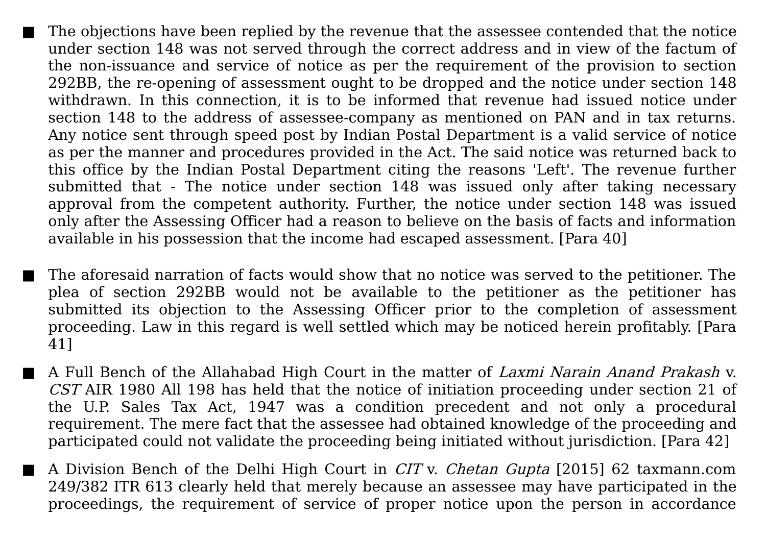- The objections have been replied by the revenue that the assessee contended that the notice under section 148 was not served through the correct address and in view of the factum of the non-issuance and service of notice as per the requirement of the provision to section 292BB, the re-opening of assessment ought to be dropped and the notice under section 148 withdrawn. In this connection, it is to be informed that revenue had issued notice under section 148 to the address of assessee-company as mentioned on PAN and in tax returns. Any notice sent through speed post by Indian Postal Department is a valid service of notice as per the manner and procedures provided in the Act. The said notice was returned back to this office by the Indian Postal Department citing the reasons 'Left'. The revenue further submitted that - The notice under section 148 was issued only after taking necessary approval from the competent authority. Further, the notice under section 148 was issued only after the Assessing Officer had a reason to believe on the basis of facts and information available in his possession that the income had escaped assessment. [Para 40]

- The aforesaid narration of facts would show that no notice was served to the petitioner. The plea of section 292BB would not be available to the petitioner as the petitioner has submitted its objection to the Assessing Officer prior to the completion of assessment proceeding. Law in this regard is well settled which may be noticed herein profitably. [Para 41]

- A Full Bench of the Allahabad High Court in the matter of *Laxmi Narain Anand Prakash* v. *CST* AIR 1980 All 198 has held that the notice of initiation proceeding under section 21 of the U.P. Sales Tax Act, 1947 was a condition precedent and not only a procedural requirement. The mere fact that the assessee had obtained knowledge of the proceeding and participated could not validate the proceeding being initiated without jurisdiction. [Para 42]

- A Division Bench of the Delhi High Court in *CIT* v. *Chetan Gupta* [2015] 62 taxmann.com 249/382 ITR 613 clearly held that merely because an assessee may have participated in the proceedings, the requirement of service of proper notice upon the person in accordance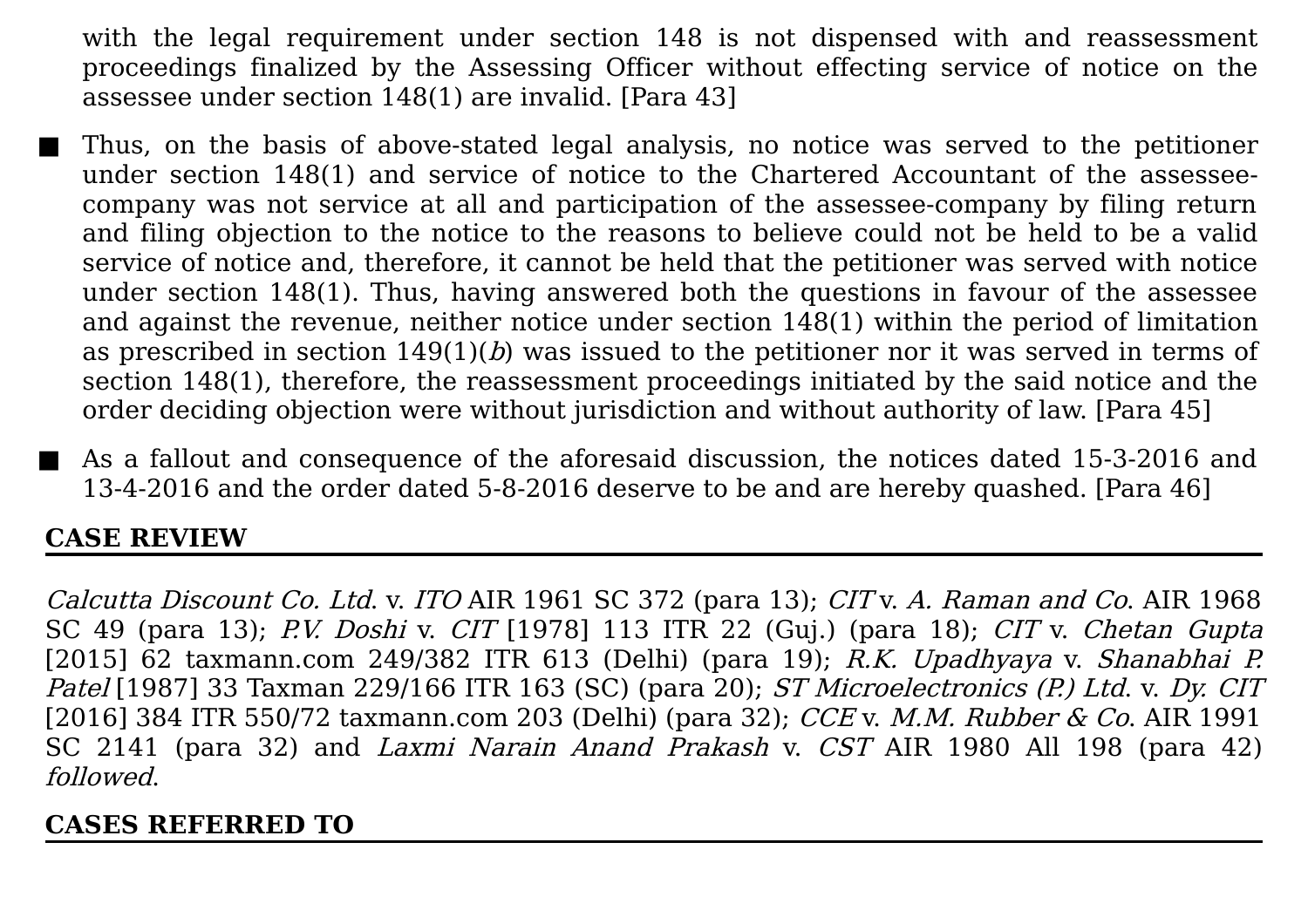with the legal requirement under section 148 is not dispensed with and reassessment proceedings finalized by the Assessing Officer without effecting service of notice on the assessee under section 148(1) are invalid. [Para 43]

- Thus, on the basis of above-stated legal analysis, no notice was served to the petitioner under section 148(1) and service of notice to the Chartered Accountant of the assessee-company was not service at all and participation of the assessee-company by filing return and filing objection to the notice to the reasons to believe could not be held to be a valid service of notice and, therefore, it cannot be held that the petitioner was served with notice under section 148(1). Thus, having answered both the questions in favour of the assessee and against the revenue, neither notice under section 148(1) within the period of limitation as prescribed in section 149(1)(*b*) was issued to the petitioner nor it was served in terms of section 148(1), therefore, the reassessment proceedings initiated by the said notice and the order deciding objection were without jurisdiction and without authority of law. [Para 45]
- As a fallout and consequence of the aforesaid discussion, the notices dated 15-3-2016 and 13-4-2016 and the order dated 5-8-2016 deserve to be and are hereby quashed. [Para 46]

## CASE REVIEW

*Calcutta Discount Co. Ltd*. v. *ITO* AIR 1961 SC 372 (para 13); *CIT* v. *A. Raman and Co*. AIR 1968 SC 49 (para 13); *P.V. Doshi* v. *CIT* [1978] 113 ITR 22 (Guj.) (para 18); *CIT* v. *Chetan Gupta* [2015] 62 taxmann.com 249/382 ITR 613 (Delhi) (para 19); *R.K. Upadhyaya* v. *Shanabhai P. Patel* [1987] 33 Taxman 229/166 ITR 163 (SC) (para 20); *ST Microelectronics (P.) Ltd*. v. *Dy. CIT* [2016] 384 ITR 550/72 taxmann.com 203 (Delhi) (para 32); *CCE* v. *M.M. Rubber & Co*. AIR 1991 SC 2141 (para 32) and *Laxmi Narain Anand Prakash* v. *CST* AIR 1980 All 198 (para 42) *followed*.

## CASES REFERRED TO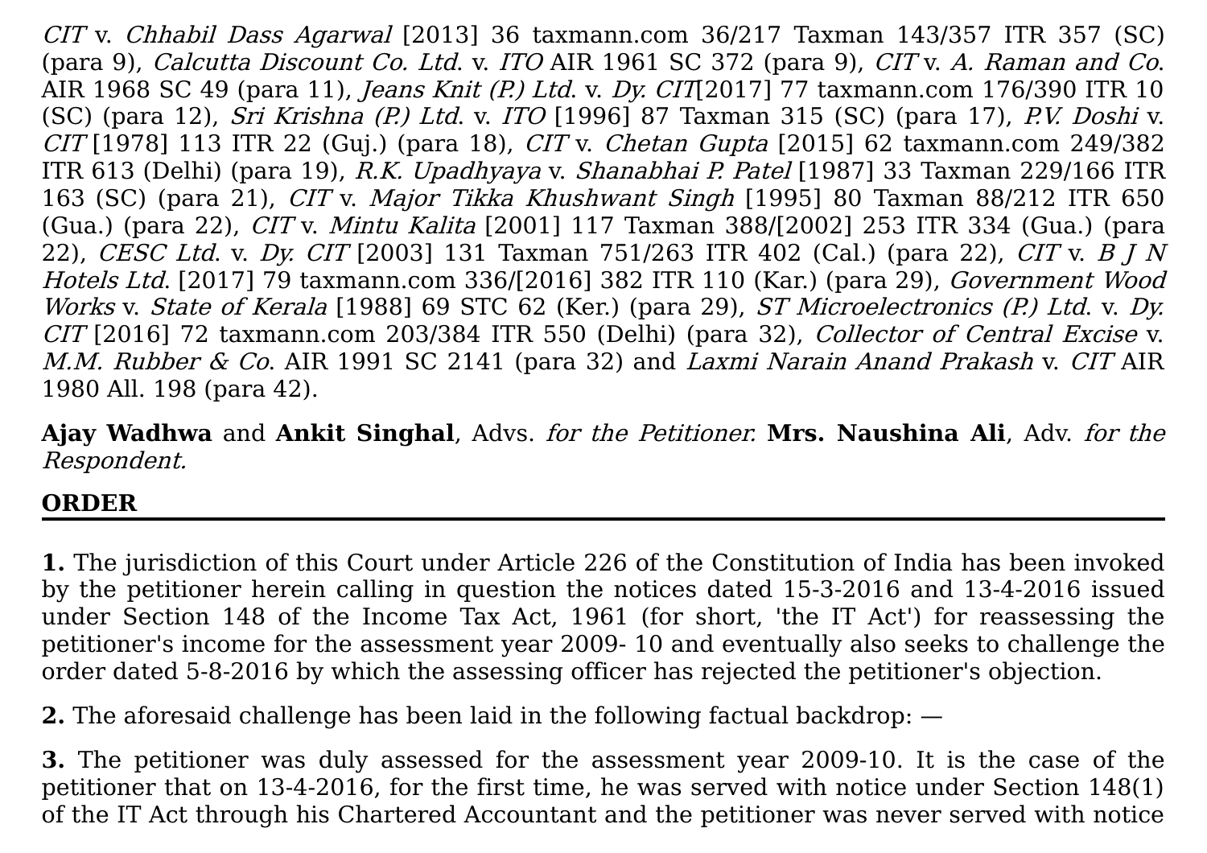*CIT* v. *Chhabil Dass Agarwal* [2013] 36 taxmann.com 36/217 Taxman 143/357 ITR 357 (SC) (para 9), *Calcutta Discount Co. Ltd*. v. *ITO* AIR 1961 SC 372 (para 9), *CIT* v. *A. Raman and Co*. AIR 1968 SC 49 (para 11), *Jeans Knit (P.) Ltd*. v. *Dy. CIT*[2017] 77 taxmann.com 176/390 ITR 10 (SC) (para 12), *Sri Krishna (P.) Ltd*. v. *ITO* [1996] 87 Taxman 315 (SC) (para 17), *P.V. Doshi* v. *CIT* [1978] 113 ITR 22 (Guj.) (para 18), *CIT* v. *Chetan Gupta* [2015] 62 taxmann.com 249/382 ITR 613 (Delhi) (para 19), *R.K. Upadhyaya* v. *Shanabhai P. Patel* [1987] 33 Taxman 229/166 ITR 163 (SC) (para 21), *CIT* v. *Major Tikka Khushwant Singh* [1995] 80 Taxman 88/212 ITR 650 (Gua.) (para 22), *CIT* v. *Mintu Kalita* [2001] 117 Taxman 388/[2002] 253 ITR 334 (Gua.) (para 22), *CESC Ltd*. v. *Dy. CIT* [2003] 131 Taxman 751/263 ITR 402 (Cal.) (para 22), *CIT* v. *B J N Hotels Ltd*. [2017] 79 taxmann.com 336/[2016] 382 ITR 110 (Kar.) (para 29), *Government Wood Works* v. *State of Kerala* [1988] 69 STC 62 (Ker.) (para 29), *ST Microelectronics (P.) Ltd*. v. *Dy. CIT* [2016] 72 taxmann.com 203/384 ITR 550 (Delhi) (para 32), *Collector of Central Excise* v. *M.M. Rubber & Co*. AIR 1991 SC 2141 (para 32) and *Laxmi Narain Anand Prakash* v. *CIT* AIR 1980 All. 198 (para 42).

**Ajay Wadhwa** and **Ankit Singhal**, Advs. *for the Petitioner.* **Mrs. Naushina Ali**, Adv. *for the Respondent.*

## ORDER

**1.** The jurisdiction of this Court under Article 226 of the Constitution of India has been invoked by the petitioner herein calling in question the notices dated 15-3-2016 and 13-4-2016 issued under Section 148 of the Income Tax Act, 1961 (for short, 'the IT Act') for reassessing the petitioner's income for the assessment year 2009- 10 and eventually also seeks to challenge the order dated 5-8-2016 by which the assessing officer has rejected the petitioner's objection.

**2.** The aforesaid challenge has been laid in the following factual backdrop: —

**3.** The petitioner was duly assessed for the assessment year 2009-10. It is the case of the petitioner that on 13-4-2016, for the first time, he was served with notice under Section 148(1) of the IT Act through his Chartered Accountant and the petitioner was never served with notice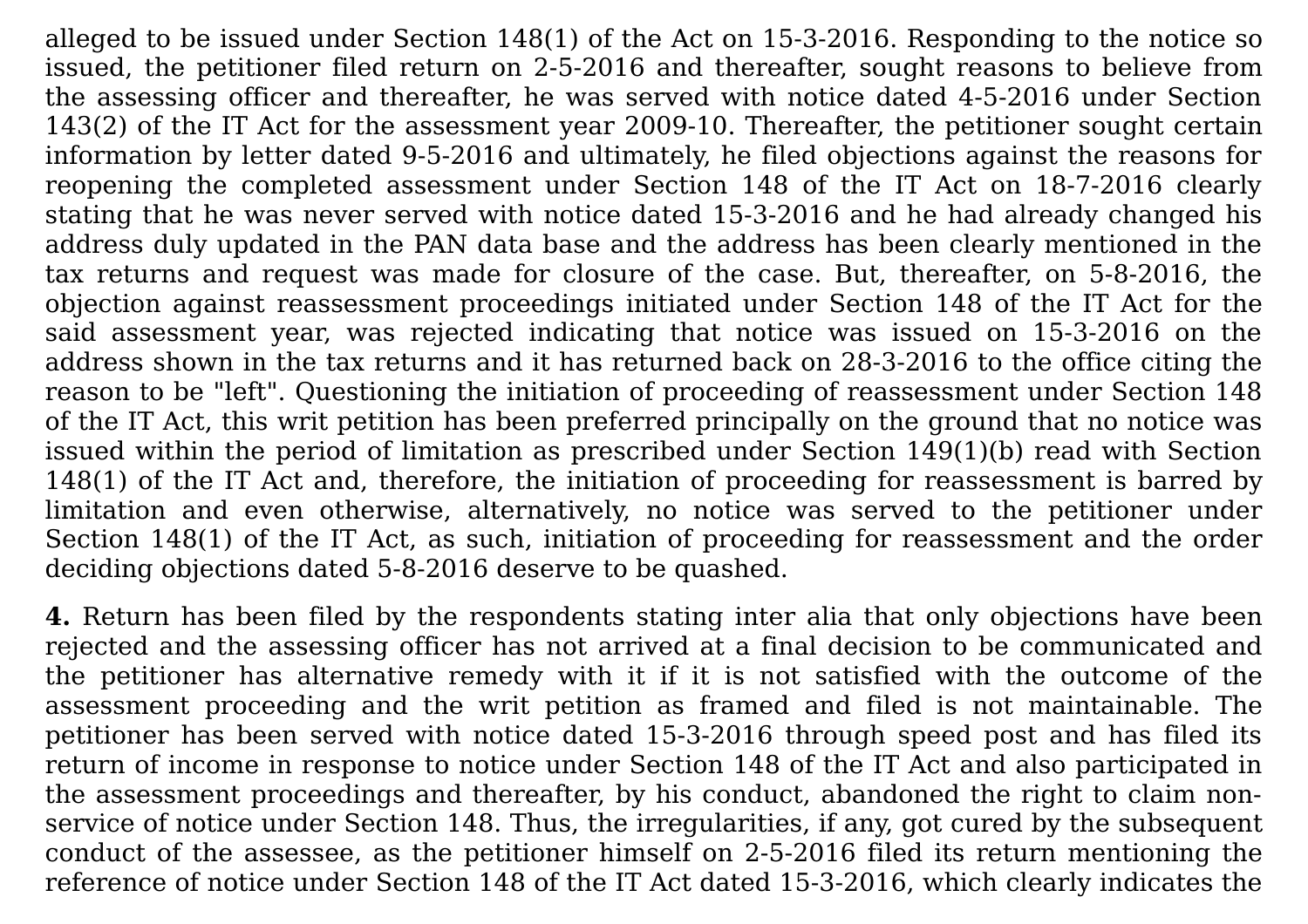alleged to be issued under Section 148(1) of the Act on 15-3-2016. Responding to the notice so issued, the petitioner filed return on 2-5-2016 and thereafter, sought reasons to believe from the assessing officer and thereafter, he was served with notice dated 4-5-2016 under Section 143(2) of the IT Act for the assessment year 2009-10. Thereafter, the petitioner sought certain information by letter dated 9-5-2016 and ultimately, he filed objections against the reasons for reopening the completed assessment under Section 148 of the IT Act on 18-7-2016 clearly stating that he was never served with notice dated 15-3-2016 and he had already changed his address duly updated in the PAN data base and the address has been clearly mentioned in the tax returns and request was made for closure of the case. But, thereafter, on 5-8-2016, the objection against reassessment proceedings initiated under Section 148 of the IT Act for the said assessment year, was rejected indicating that notice was issued on 15-3-2016 on the address shown in the tax returns and it has returned back on 28-3-2016 to the office citing the reason to be "left". Questioning the initiation of proceeding of reassessment under Section 148 of the IT Act, this writ petition has been preferred principally on the ground that no notice was issued within the period of limitation as prescribed under Section 149(1)(b) read with Section 148(1) of the IT Act and, therefore, the initiation of proceeding for reassessment is barred by limitation and even otherwise, alternatively, no notice was served to the petitioner under Section 148(1) of the IT Act, as such, initiation of proceeding for reassessment and the order deciding objections dated 5-8-2016 deserve to be quashed.

**4.** Return has been filed by the respondents stating inter alia that only objections have been rejected and the assessing officer has not arrived at a final decision to be communicated and the petitioner has alternative remedy with it if it is not satisfied with the outcome of the assessment proceeding and the writ petition as framed and filed is not maintainable. The petitioner has been served with notice dated 15-3-2016 through speed post and has filed its return of income in response to notice under Section 148 of the IT Act and also participated in the assessment proceedings and thereafter, by his conduct, abandoned the right to claim non-service of notice under Section 148. Thus, the irregularities, if any, got cured by the subsequent conduct of the assessee, as the petitioner himself on 2-5-2016 filed its return mentioning the reference of notice under Section 148 of the IT Act dated 15-3-2016, which clearly indicates the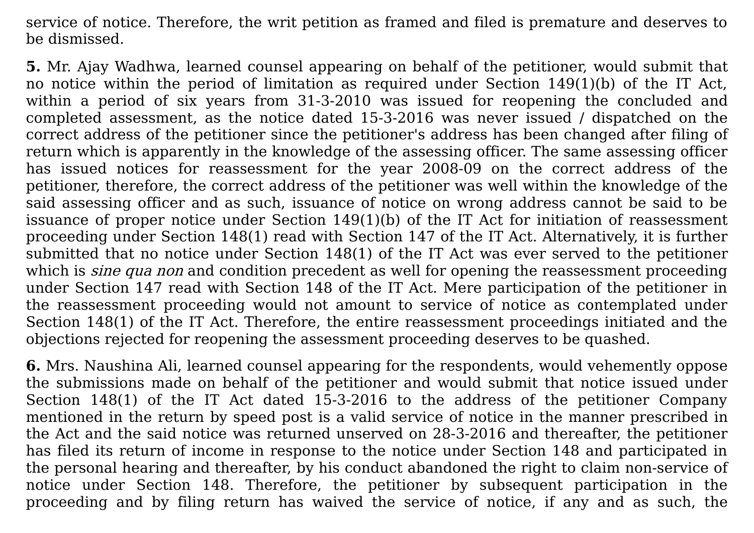service of notice. Therefore, the writ petition as framed and filed is premature and deserves to be dismissed.

**5.** Mr. Ajay Wadhwa, learned counsel appearing on behalf of the petitioner, would submit that no notice within the period of limitation as required under Section 149(1)(b) of the IT Act, within a period of six years from 31-3-2010 was issued for reopening the concluded and completed assessment, as the notice dated 15-3-2016 was never issued / dispatched on the correct address of the petitioner since the petitioner's address has been changed after filing of return which is apparently in the knowledge of the assessing officer. The same assessing officer has issued notices for reassessment for the year 2008-09 on the correct address of the petitioner, therefore, the correct address of the petitioner was well within the knowledge of the said assessing officer and as such, issuance of notice on wrong address cannot be said to be issuance of proper notice under Section 149(1)(b) of the IT Act for initiation of reassessment proceeding under Section 148(1) read with Section 147 of the IT Act. Alternatively, it is further submitted that no notice under Section 148(1) of the IT Act was ever served to the petitioner which is *sine qua non* and condition precedent as well for opening the reassessment proceeding under Section 147 read with Section 148 of the IT Act. Mere participation of the petitioner in the reassessment proceeding would not amount to service of notice as contemplated under Section 148(1) of the IT Act. Therefore, the entire reassessment proceedings initiated and the objections rejected for reopening the assessment proceeding deserves to be quashed.

**6.** Mrs. Naushina Ali, learned counsel appearing for the respondents, would vehemently oppose the submissions made on behalf of the petitioner and would submit that notice issued under Section 148(1) of the IT Act dated 15-3-2016 to the address of the petitioner Company mentioned in the return by speed post is a valid service of notice in the manner prescribed in the Act and the said notice was returned unserved on 28-3-2016 and thereafter, the petitioner has filed its return of income in response to the notice under Section 148 and participated in the personal hearing and thereafter, by his conduct abandoned the right to claim non-service of notice under Section 148. Therefore, the petitioner by subsequent participation in the proceeding and by filing return has waived the service of notice, if any and as such, the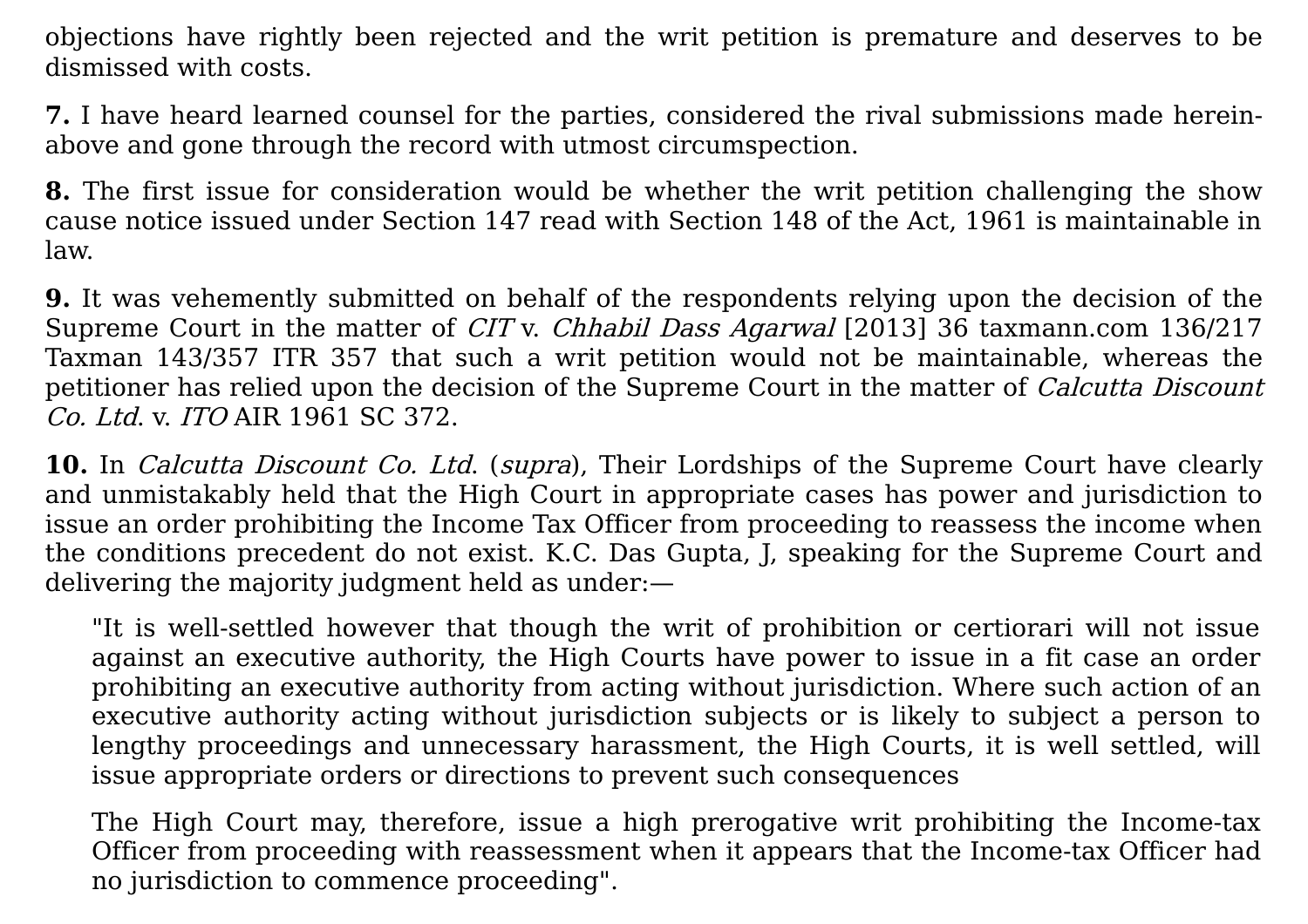objections have rightly been rejected and the writ petition is premature and deserves to be dismissed with costs.

**7.** I have heard learned counsel for the parties, considered the rival submissions made herein-above and gone through the record with utmost circumspection.

**8.** The first issue for consideration would be whether the writ petition challenging the show cause notice issued under Section 147 read with Section 148 of the Act, 1961 is maintainable in law.

**9.** It was vehemently submitted on behalf of the respondents relying upon the decision of the Supreme Court in the matter of *CIT* v. *Chhabil Dass Agarwal* [2013] 36 taxmann.com 136/217 Taxman 143/357 ITR 357 that such a writ petition would not be maintainable, whereas the petitioner has relied upon the decision of the Supreme Court in the matter of *Calcutta Discount Co. Ltd*. v. *ITO* AIR 1961 SC 372.

**10.** In *Calcutta Discount Co. Ltd*. (*supra*), Their Lordships of the Supreme Court have clearly and unmistakably held that the High Court in appropriate cases has power and jurisdiction to issue an order prohibiting the Income Tax Officer from proceeding to reassess the income when the conditions precedent do not exist. K.C. Das Gupta, J, speaking for the Supreme Court and delivering the majority judgment held as under:—

> "It is well-settled however that though the writ of prohibition or certiorari will not issue against an executive authority, the High Courts have power to issue in a fit case an order prohibiting an executive authority from acting without jurisdiction. Where such action of an executive authority acting without jurisdiction subjects or is likely to subject a person to lengthy proceedings and unnecessary harassment, the High Courts, it is well settled, will issue appropriate orders or directions to prevent such consequences
>
> The High Court may, therefore, issue a high prerogative writ prohibiting the Income-tax Officer from proceeding with reassessment when it appears that the Income-tax Officer had no jurisdiction to commence proceeding".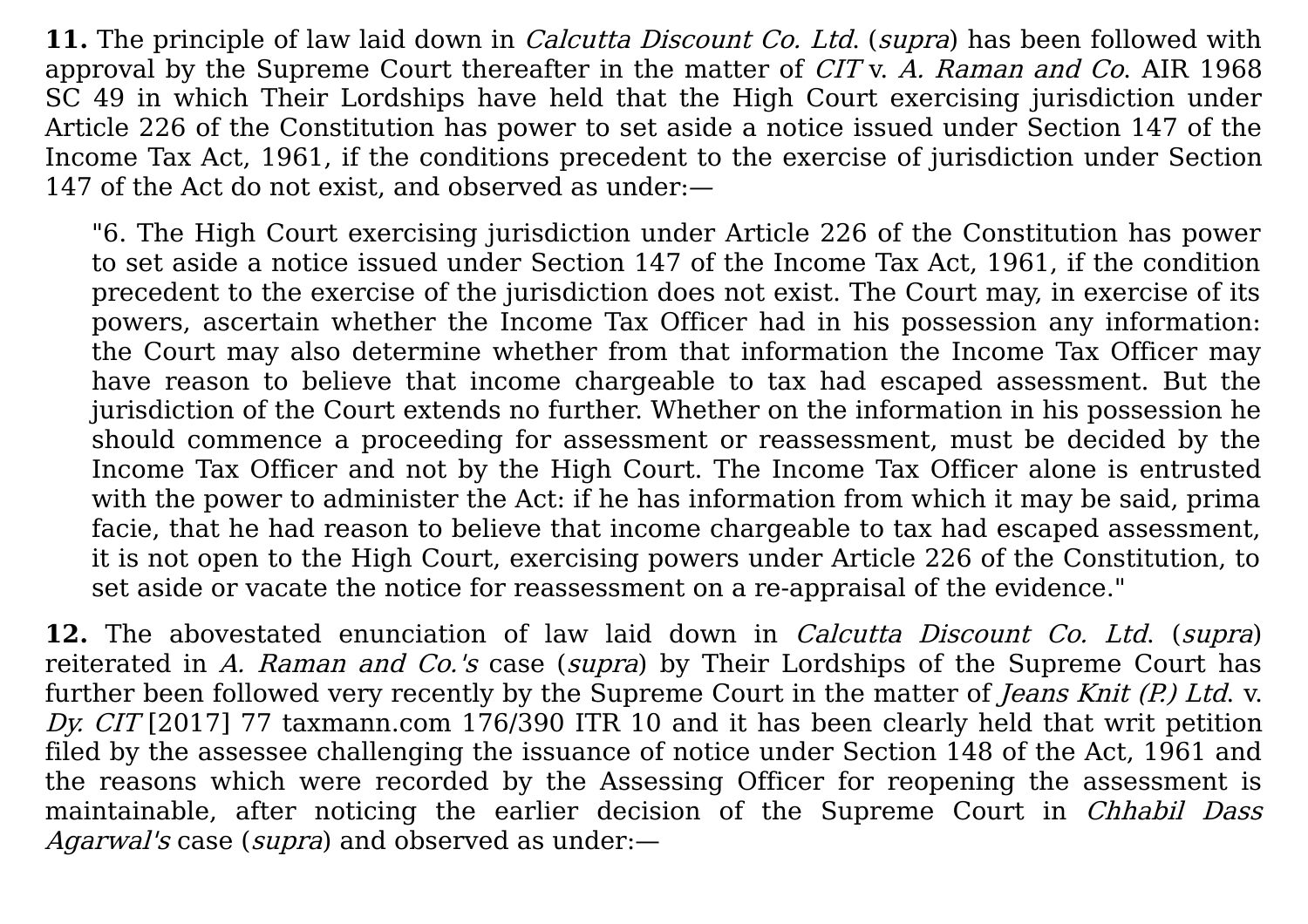**11.** The principle of law laid down in *Calcutta Discount Co. Ltd*. (*supra*) has been followed with approval by the Supreme Court thereafter in the matter of *CIT* v. *A. Raman and Co*. AIR 1968 SC 49 in which Their Lordships have held that the High Court exercising jurisdiction under Article 226 of the Constitution has power to set aside a notice issued under Section 147 of the Income Tax Act, 1961, if the conditions precedent to the exercise of jurisdiction under Section 147 of the Act do not exist, and observed as under:—

> "6. The High Court exercising jurisdiction under Article 226 of the Constitution has power to set aside a notice issued under Section 147 of the Income Tax Act, 1961, if the condition precedent to the exercise of the jurisdiction does not exist. The Court may, in exercise of its powers, ascertain whether the Income Tax Officer had in his possession any information: the Court may also determine whether from that information the Income Tax Officer may have reason to believe that income chargeable to tax had escaped assessment. But the jurisdiction of the Court extends no further. Whether on the information in his possession he should commence a proceeding for assessment or reassessment, must be decided by the Income Tax Officer and not by the High Court. The Income Tax Officer alone is entrusted with the power to administer the Act: if he has information from which it may be said, prima facie, that he had reason to believe that income chargeable to tax had escaped assessment, it is not open to the High Court, exercising powers under Article 226 of the Constitution, to set aside or vacate the notice for reassessment on a re-appraisal of the evidence."

**12.** The abovestated enunciation of law laid down in *Calcutta Discount Co. Ltd*. (*supra*) reiterated in *A. Raman and Co.'s* case (*supra*) by Their Lordships of the Supreme Court has further been followed very recently by the Supreme Court in the matter of *Jeans Knit (P.) Ltd*. v. *Dy. CIT* [2017] 77 taxmann.com 176/390 ITR 10 and it has been clearly held that writ petition filed by the assessee challenging the issuance of notice under Section 148 of the Act, 1961 and the reasons which were recorded by the Assessing Officer for reopening the assessment is maintainable, after noticing the earlier decision of the Supreme Court in *Chhabil Dass Agarwal's* case (*supra*) and observed as under:—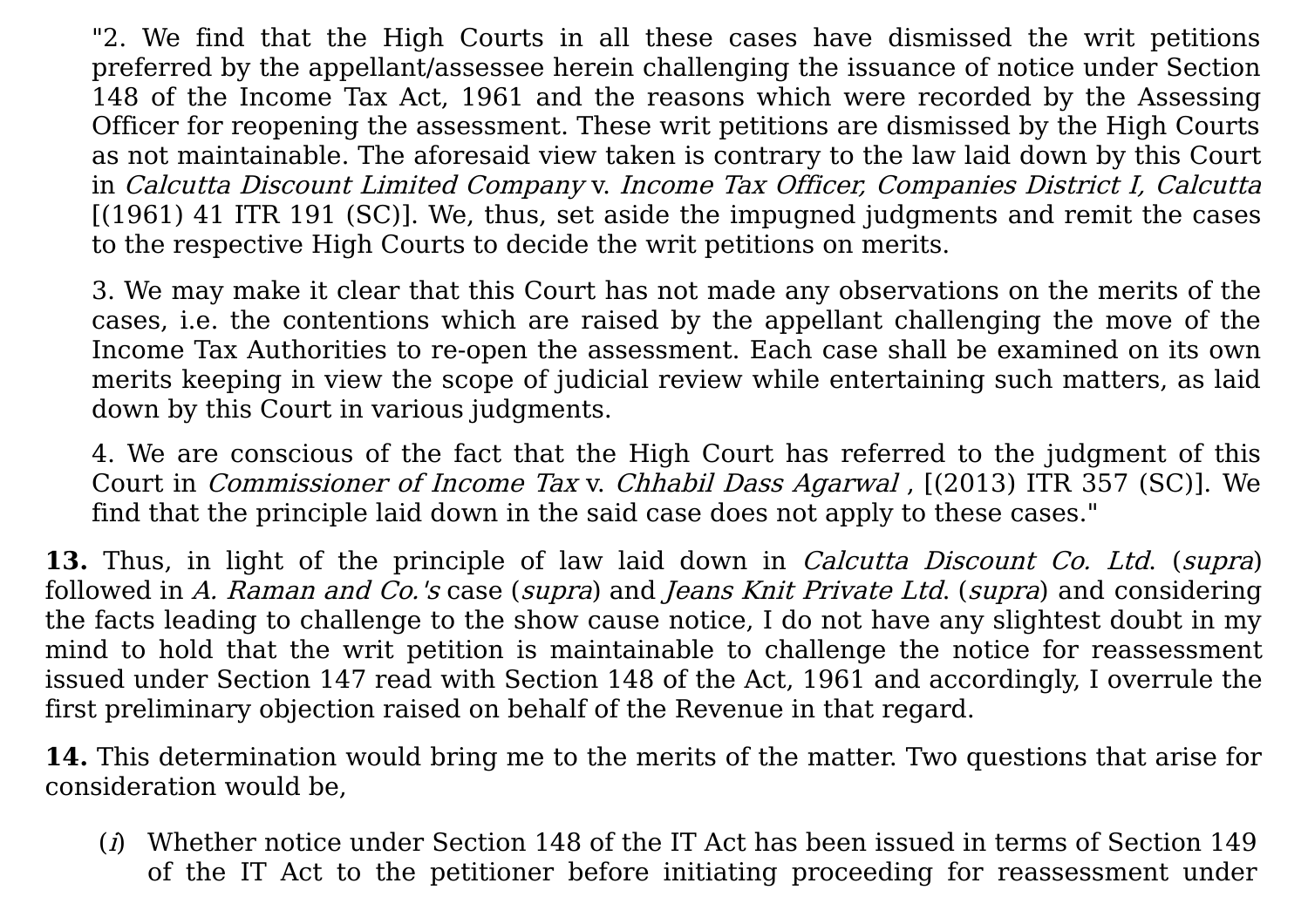> "2. We find that the High Courts in all these cases have dismissed the writ petitions preferred by the appellant/assessee herein challenging the issuance of notice under Section 148 of the Income Tax Act, 1961 and the reasons which were recorded by the Assessing Officer for reopening the assessment. These writ petitions are dismissed by the High Courts as not maintainable. The aforesaid view taken is contrary to the law laid down by this Court in *Calcutta Discount Limited Company* v. *Income Tax Officer, Companies District I, Calcutta* [(1961) 41 ITR 191 (SC)]. We, thus, set aside the impugned judgments and remit the cases to the respective High Courts to decide the writ petitions on merits.
>
> 3. We may make it clear that this Court has not made any observations on the merits of the cases, i.e. the contentions which are raised by the appellant challenging the move of the Income Tax Authorities to re-open the assessment. Each case shall be examined on its own merits keeping in view the scope of judicial review while entertaining such matters, as laid down by this Court in various judgments.
>
> 4. We are conscious of the fact that the High Court has referred to the judgment of this Court in *Commissioner of Income Tax* v. *Chhabil Dass Agarwal* , [(2013) ITR 357 (SC)]. We find that the principle laid down in the said case does not apply to these cases."

**13.** Thus, in light of the principle of law laid down in *Calcutta Discount Co. Ltd*. (*supra*) followed in *A. Raman and Co.'s* case (*supra*) and *Jeans Knit Private Ltd*. (*supra*) and considering the facts leading to challenge to the show cause notice, I do not have any slightest doubt in my mind to hold that the writ petition is maintainable to challenge the notice for reassessment issued under Section 147 read with Section 148 of the Act, 1961 and accordingly, I overrule the first preliminary objection raised on behalf of the Revenue in that regard.

**14.** This determination would bring me to the merits of the matter. Two questions that arise for consideration would be,

(*i*) Whether notice under Section 148 of the IT Act has been issued in terms of Section 149 of the IT Act to the petitioner before initiating proceeding for reassessment under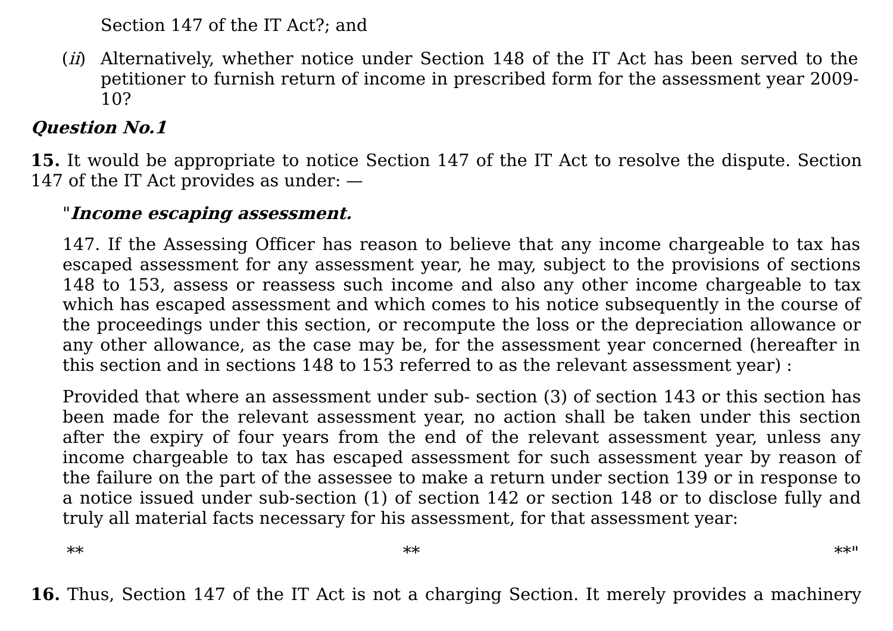Section 147 of the IT Act?; and

(*ii*) Alternatively, whether notice under Section 148 of the IT Act has been served to the petitioner to furnish return of income in prescribed form for the assessment year 2009-10?

***Question No.1***

**15.** It would be appropriate to notice Section 147 of the IT Act to resolve the dispute. Section 147 of the IT Act provides as under: —

> "***Income escaping assessment.***
>
> 147. If the Assessing Officer has reason to believe that any income chargeable to tax has escaped assessment for any assessment year, he may, subject to the provisions of sections 148 to 153, assess or reassess such income and also any other income chargeable to tax which has escaped assessment and which comes to his notice subsequently in the course of the proceedings under this section, or recompute the loss or the depreciation allowance or any other allowance, as the case may be, for the assessment year concerned (hereafter in this section and in sections 148 to 153 referred to as the relevant assessment year) :
>
> Provided that where an assessment under sub- section (3) of section 143 or this section has been made for the relevant assessment year, no action shall be taken under this section after the expiry of four years from the end of the relevant assessment year, unless any income chargeable to tax has escaped assessment for such assessment year by reason of the failure on the part of the assessee to make a return under section 139 or in response to a notice issued under sub-section (1) of section 142 or section 148 or to disclose fully and truly all material facts necessary for his assessment, for that assessment year:
>
> ** ** **"

**16.** Thus, Section 147 of the IT Act is not a charging Section. It merely provides a machinery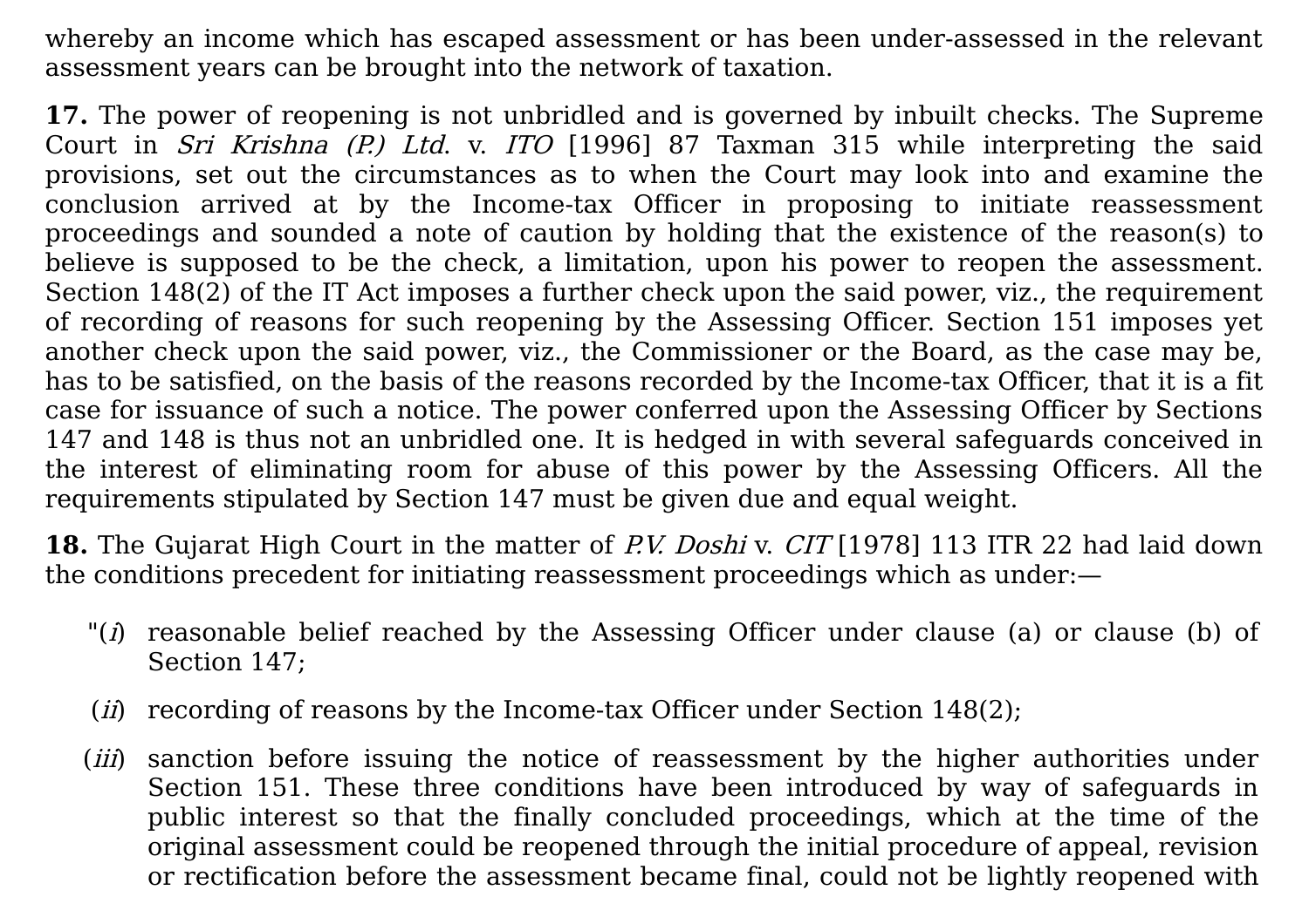whereby an income which has escaped assessment or has been under-assessed in the relevant assessment years can be brought into the network of taxation.

**17.** The power of reopening is not unbridled and is governed by inbuilt checks. The Supreme Court in *Sri Krishna (P.) Ltd.* v. *ITO* [1996] 87 Taxman 315 while interpreting the said provisions, set out the circumstances as to when the Court may look into and examine the conclusion arrived at by the Income-tax Officer in proposing to initiate reassessment proceedings and sounded a note of caution by holding that the existence of the reason(s) to believe is supposed to be the check, a limitation, upon his power to reopen the assessment. Section 148(2) of the IT Act imposes a further check upon the said power, viz., the requirement of recording of reasons for such reopening by the Assessing Officer. Section 151 imposes yet another check upon the said power, viz., the Commissioner or the Board, as the case may be, has to be satisfied, on the basis of the reasons recorded by the Income-tax Officer, that it is a fit case for issuance of such a notice. The power conferred upon the Assessing Officer by Sections 147 and 148 is thus not an unbridled one. It is hedged in with several safeguards conceived in the interest of eliminating room for abuse of this power by the Assessing Officers. All the requirements stipulated by Section 147 must be given due and equal weight.

**18.** The Gujarat High Court in the matter of *P.V. Doshi* v. *CIT* [1978] 113 ITR 22 had laid down the conditions precedent for initiating reassessment proceedings which as under:—

"(*i*) reasonable belief reached by the Assessing Officer under clause (a) or clause (b) of Section 147;

(*ii*) recording of reasons by the Income-tax Officer under Section 148(2);

(*iii*) sanction before issuing the notice of reassessment by the higher authorities under Section 151. These three conditions have been introduced by way of safeguards in public interest so that the finally concluded proceedings, which at the time of the original assessment could be reopened through the initial procedure of appeal, revision or rectification before the assessment became final, could not be lightly reopened with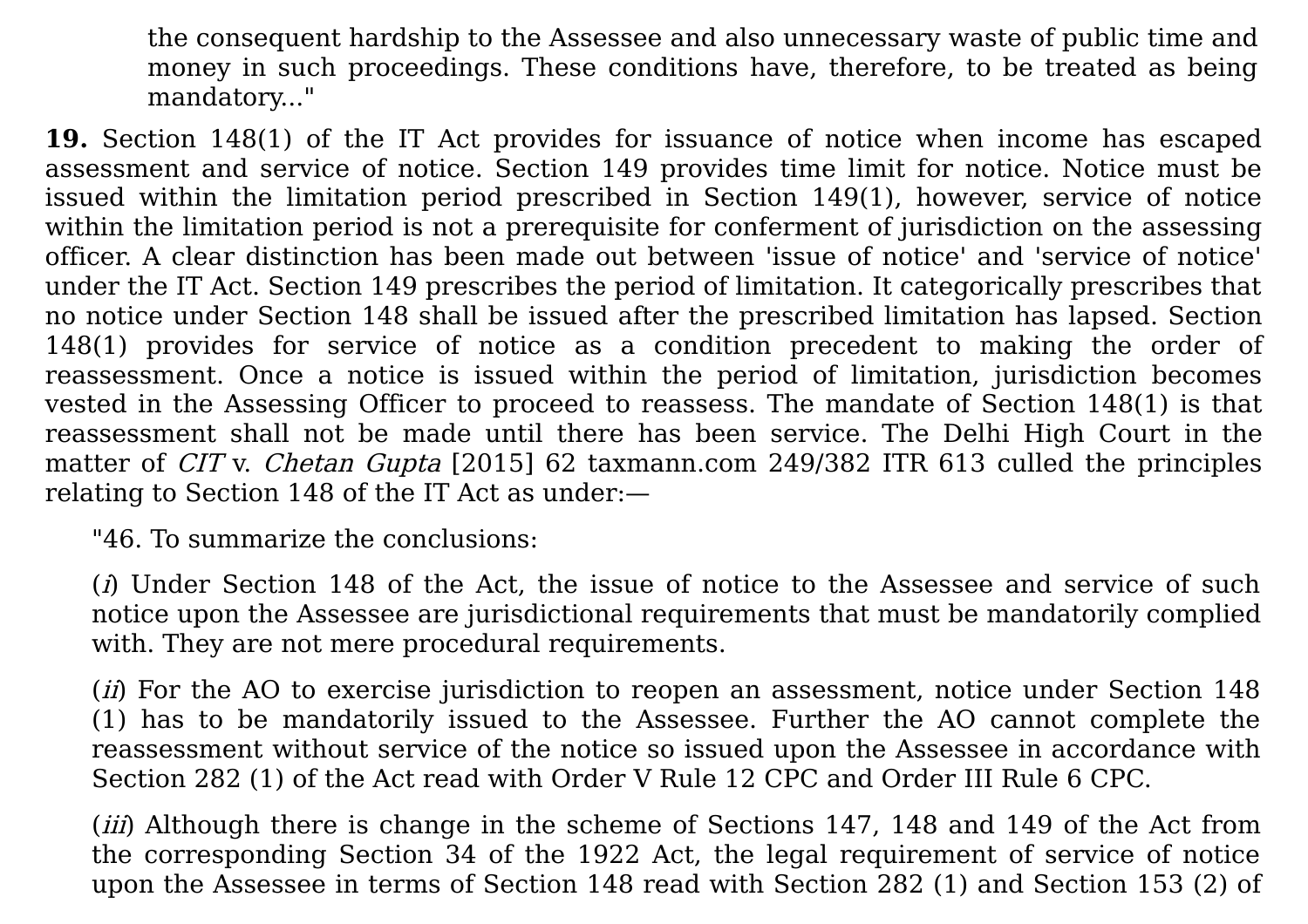> the consequent hardship to the Assessee and also unnecessary waste of public time and money in such proceedings. These conditions have, therefore, to be treated as being mandatory..."

**19.** Section 148(1) of the IT Act provides for issuance of notice when income has escaped assessment and service of notice. Section 149 provides time limit for notice. Notice must be issued within the limitation period prescribed in Section 149(1), however, service of notice within the limitation period is not a prerequisite for conferment of jurisdiction on the assessing officer. A clear distinction has been made out between 'issue of notice' and 'service of notice' under the IT Act. Section 149 prescribes the period of limitation. It categorically prescribes that no notice under Section 148 shall be issued after the prescribed limitation has lapsed. Section 148(1) provides for service of notice as a condition precedent to making the order of reassessment. Once a notice is issued within the period of limitation, jurisdiction becomes vested in the Assessing Officer to proceed to reassess. The mandate of Section 148(1) is that reassessment shall not be made until there has been service. The Delhi High Court in the matter of *CIT* v. *Chetan Gupta* [2015] 62 taxmann.com 249/382 ITR 613 culled the principles relating to Section 148 of the IT Act as under:—

> "46. To summarize the conclusions:
>
> (*i*) Under Section 148 of the Act, the issue of notice to the Assessee and service of such notice upon the Assessee are jurisdictional requirements that must be mandatorily complied with. They are not mere procedural requirements.
>
> (*ii*) For the AO to exercise jurisdiction to reopen an assessment, notice under Section 148 (1) has to be mandatorily issued to the Assessee. Further the AO cannot complete the reassessment without service of the notice so issued upon the Assessee in accordance with Section 282 (1) of the Act read with Order V Rule 12 CPC and Order III Rule 6 CPC.
>
> (*iii*) Although there is change in the scheme of Sections 147, 148 and 149 of the Act from the corresponding Section 34 of the 1922 Act, the legal requirement of service of notice upon the Assessee in terms of Section 148 read with Section 282 (1) and Section 153 (2) of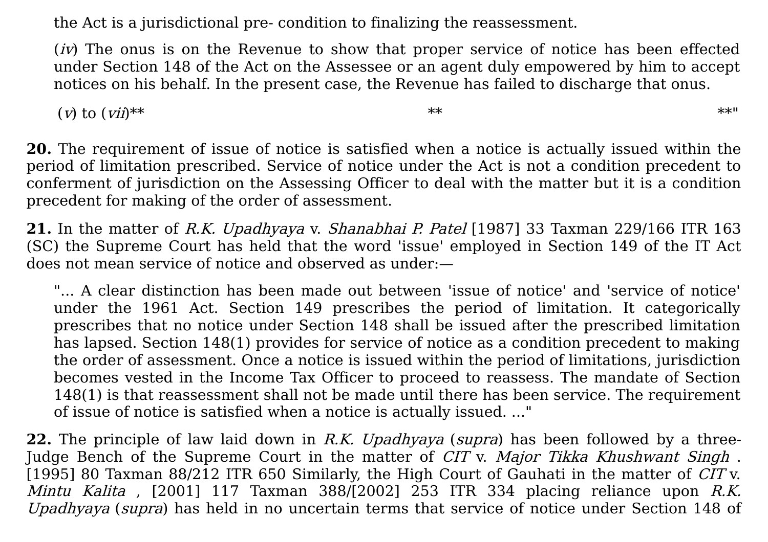the Act is a jurisdictional pre- condition to finalizing the reassessment.

> (*iv*) The onus is on the Revenue to show that proper service of notice has been effected under Section 148 of the Act on the Assessee or an agent duly empowered by him to accept notices on his behalf. In the present case, the Revenue has failed to discharge that onus.
>
> (*v*) to (*vii*)** ** **"

**20.** The requirement of issue of notice is satisfied when a notice is actually issued within the period of limitation prescribed. Service of notice under the Act is not a condition precedent to conferment of jurisdiction on the Assessing Officer to deal with the matter but it is a condition precedent for making of the order of assessment.

**21.** In the matter of *R.K. Upadhyaya* v. *Shanabhai P. Patel* [1987] 33 Taxman 229/166 ITR 163 (SC) the Supreme Court has held that the word 'issue' employed in Section 149 of the IT Act does not mean service of notice and observed as under:—

> "... A clear distinction has been made out between 'issue of notice' and 'service of notice' under the 1961 Act. Section 149 prescribes the period of limitation. It categorically prescribes that no notice under Section 148 shall be issued after the prescribed limitation has lapsed. Section 148(1) provides for service of notice as a condition precedent to making the order of assessment. Once a notice is issued within the period of limitations, jurisdiction becomes vested in the Income Tax Officer to proceed to reassess. The mandate of Section 148(1) is that reassessment shall not be made until there has been service. The requirement of issue of notice is satisfied when a notice is actually issued. ..."

**22.** The principle of law laid down in *R.K. Upadhyaya* (*supra*) has been followed by a three-Judge Bench of the Supreme Court in the matter of *CIT* v. *Major Tikka Khushwant Singh* . [1995] 80 Taxman 88/212 ITR 650 Similarly, the High Court of Gauhati in the matter of *CIT* v. *Mintu Kalita* , [2001] 117 Taxman 388/[2002] 253 ITR 334 placing reliance upon *R.K. Upadhyaya* (*supra*) has held in no uncertain terms that service of notice under Section 148 of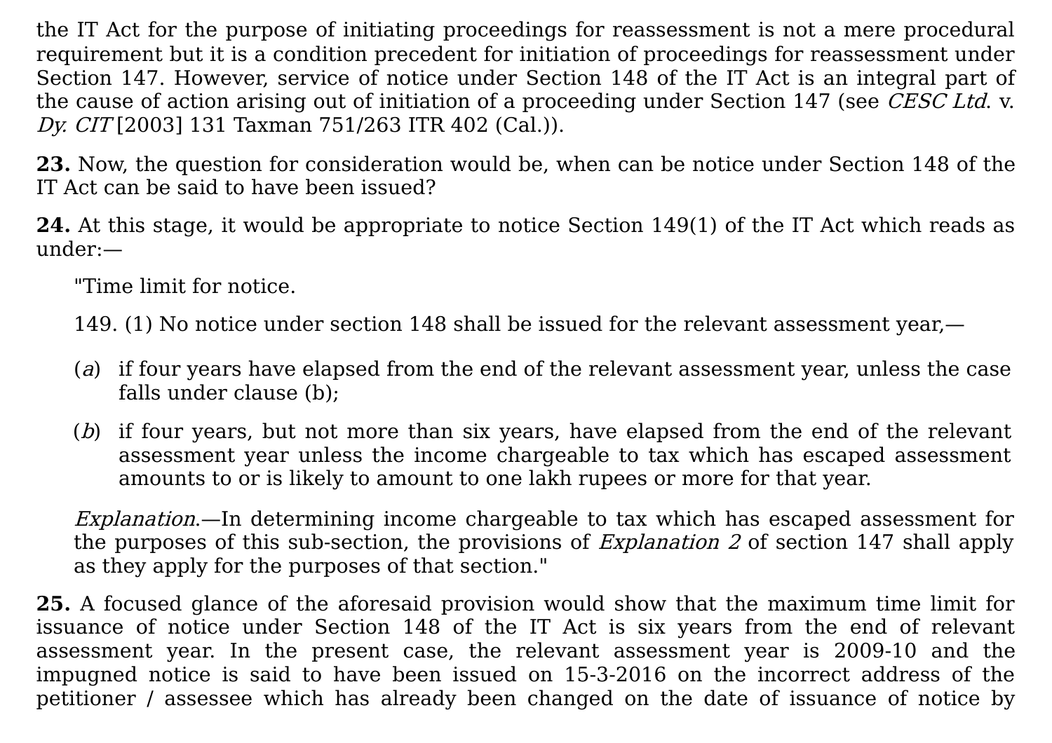the IT Act for the purpose of initiating proceedings for reassessment is not a mere procedural requirement but it is a condition precedent for initiation of proceedings for reassessment under Section 147. However, service of notice under Section 148 of the IT Act is an integral part of the cause of action arising out of initiation of a proceeding under Section 147 (see *CESC Ltd.* v. *Dy. CIT* [2003] 131 Taxman 751/263 ITR 402 (Cal.)).

**23.** Now, the question for consideration would be, when can be notice under Section 148 of the IT Act can be said to have been issued?

**24.** At this stage, it would be appropriate to notice Section 149(1) of the IT Act which reads as under:—

> "Time limit for notice.
>
> 149. (1) No notice under section 148 shall be issued for the relevant assessment year,—
>
> (*a*) if four years have elapsed from the end of the relevant assessment year, unless the case falls under clause (b);
>
> (*b*) if four years, but not more than six years, have elapsed from the end of the relevant assessment year unless the income chargeable to tax which has escaped assessment amounts to or is likely to amount to one lakh rupees or more for that year.
>
> *Explanation*.—In determining income chargeable to tax which has escaped assessment for the purposes of this sub-section, the provisions of *Explanation 2* of section 147 shall apply as they apply for the purposes of that section."

**25.** A focused glance of the aforesaid provision would show that the maximum time limit for issuance of notice under Section 148 of the IT Act is six years from the end of relevant assessment year. In the present case, the relevant assessment year is 2009-10 and the impugned notice is said to have been issued on 15-3-2016 on the incorrect address of the petitioner / assessee which has already been changed on the date of issuance of notice by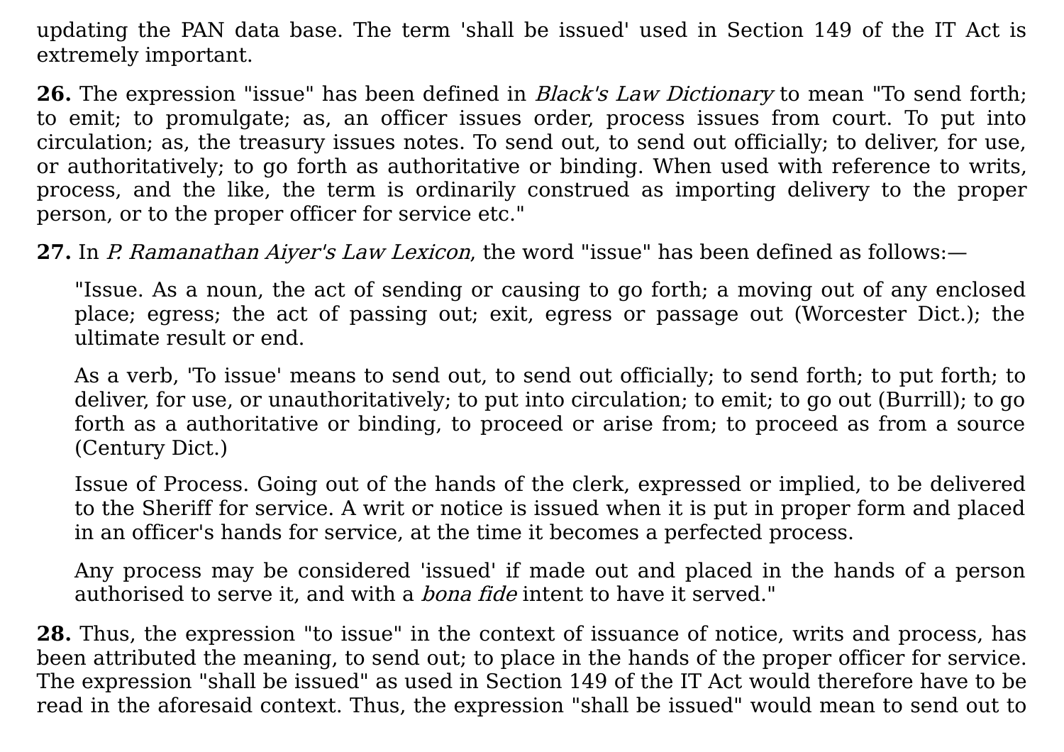updating the PAN data base. The term 'shall be issued' used in Section 149 of the IT Act is extremely important.

**26.** The expression "issue" has been defined in *Black's Law Dictionary* to mean "To send forth; to emit; to promulgate; as, an officer issues order, process issues from court. To put into circulation; as, the treasury issues notes. To send out, to send out officially; to deliver, for use, or authoritatively; to go forth as authoritative or binding. When used with reference to writs, process, and the like, the term is ordinarily construed as importing delivery to the proper person, or to the proper officer for service etc."

**27.** In *P. Ramanathan Aiyer's Law Lexicon*, the word "issue" has been defined as follows:—

> "Issue. As a noun, the act of sending or causing to go forth; a moving out of any enclosed place; egress; the act of passing out; exit, egress or passage out (Worcester Dict.); the ultimate result or end.
>
> As a verb, 'To issue' means to send out, to send out officially; to send forth; to put forth; to deliver, for use, or unauthoritatively; to put into circulation; to emit; to go out (Burrill); to go forth as a authoritative or binding, to proceed or arise from; to proceed as from a source (Century Dict.)
>
> Issue of Process. Going out of the hands of the clerk, expressed or implied, to be delivered to the Sheriff for service. A writ or notice is issued when it is put in proper form and placed in an officer's hands for service, at the time it becomes a perfected process.
>
> Any process may be considered 'issued' if made out and placed in the hands of a person authorised to serve it, and with a *bona fide* intent to have it served."

**28.** Thus, the expression "to issue" in the context of issuance of notice, writs and process, has been attributed the meaning, to send out; to place in the hands of the proper officer for service. The expression "shall be issued" as used in Section 149 of the IT Act would therefore have to be read in the aforesaid context. Thus, the expression "shall be issued" would mean to send out to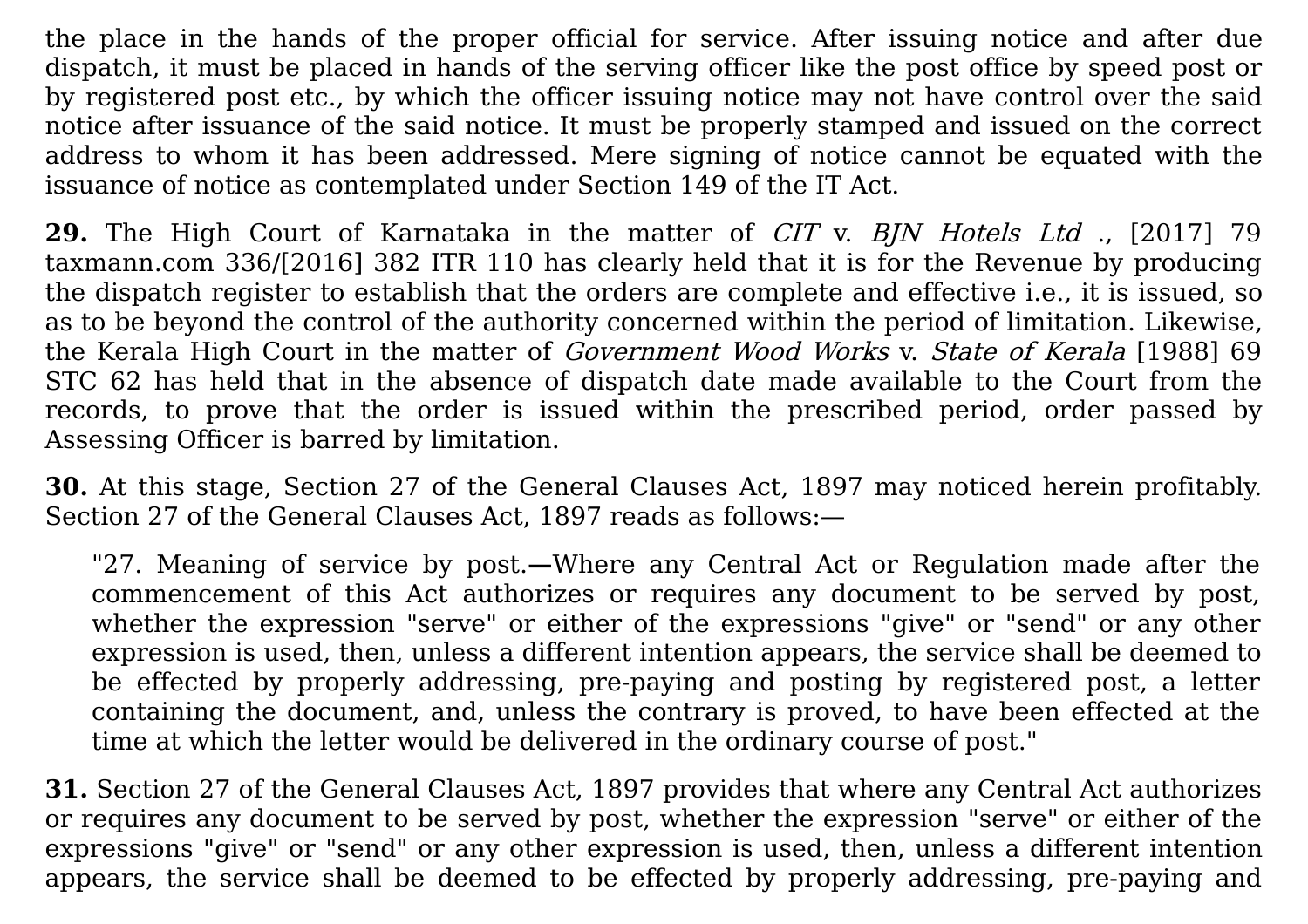the place in the hands of the proper official for service. After issuing notice and after due dispatch, it must be placed in hands of the serving officer like the post office by speed post or by registered post etc., by which the officer issuing notice may not have control over the said notice after issuance of the said notice. It must be properly stamped and issued on the correct address to whom it has been addressed. Mere signing of notice cannot be equated with the issuance of notice as contemplated under Section 149 of the IT Act.

**29.** The High Court of Karnataka in the matter of *CIT* v. *BJN Hotels Ltd* ., [2017] 79 taxmann.com 336/[2016] 382 ITR 110 has clearly held that it is for the Revenue by producing the dispatch register to establish that the orders are complete and effective i.e., it is issued, so as to be beyond the control of the authority concerned within the period of limitation. Likewise, the Kerala High Court in the matter of *Government Wood Works* v. *State of Kerala* [1988] 69 STC 62 has held that in the absence of dispatch date made available to the Court from the records, to prove that the order is issued within the prescribed period, order passed by Assessing Officer is barred by limitation.

**30.** At this stage, Section 27 of the General Clauses Act, 1897 may noticed herein profitably. Section 27 of the General Clauses Act, 1897 reads as follows:—

> "27. Meaning of service by post.**—**Where any Central Act or Regulation made after the commencement of this Act authorizes or requires any document to be served by post, whether the expression "serve" or either of the expressions "give" or "send" or any other expression is used, then, unless a different intention appears, the service shall be deemed to be effected by properly addressing, pre-paying and posting by registered post, a letter containing the document, and, unless the contrary is proved, to have been effected at the time at which the letter would be delivered in the ordinary course of post."

**31.** Section 27 of the General Clauses Act, 1897 provides that where any Central Act authorizes or requires any document to be served by post, whether the expression "serve" or either of the expressions "give" or "send" or any other expression is used, then, unless a different intention appears, the service shall be deemed to be effected by properly addressing, pre-paying and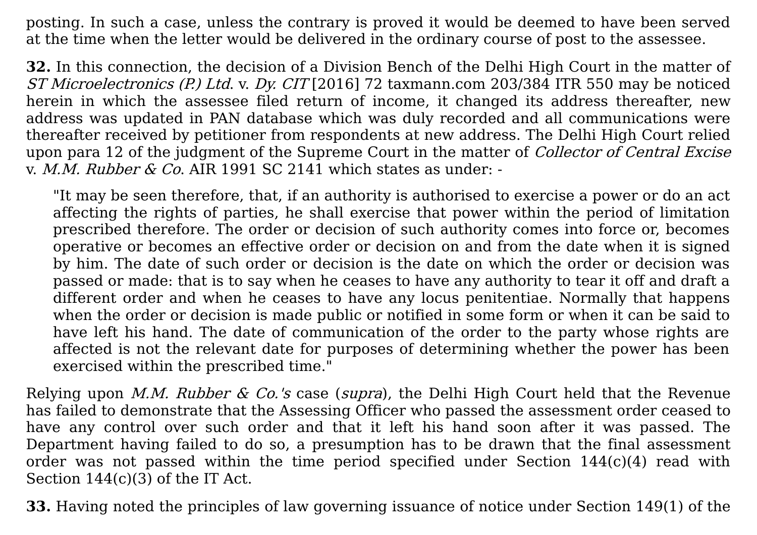posting. In such a case, unless the contrary is proved it would be deemed to have been served at the time when the letter would be delivered in the ordinary course of post to the assessee.

**32.** In this connection, the decision of a Division Bench of the Delhi High Court in the matter of *ST Microelectronics (P.) Ltd*. v. *Dy. CIT* [2016] 72 taxmann.com 203/384 ITR 550 may be noticed herein in which the assessee filed return of income, it changed its address thereafter, new address was updated in PAN database which was duly recorded and all communications were thereafter received by petitioner from respondents at new address. The Delhi High Court relied upon para 12 of the judgment of the Supreme Court in the matter of *Collector of Central Excise* v. *M.M. Rubber & Co*. AIR 1991 SC 2141 which states as under: -

> "It may be seen therefore, that, if an authority is authorised to exercise a power or do an act affecting the rights of parties, he shall exercise that power within the period of limitation prescribed therefore. The order or decision of such authority comes into force or, becomes operative or becomes an effective order or decision on and from the date when it is signed by him. The date of such order or decision is the date on which the order or decision was passed or made: that is to say when he ceases to have any authority to tear it off and draft a different order and when he ceases to have any locus penitentiae. Normally that happens when the order or decision is made public or notified in some form or when it can be said to have left his hand. The date of communication of the order to the party whose rights are affected is not the relevant date for purposes of determining whether the power has been exercised within the prescribed time."

Relying upon *M.M. Rubber & Co.'s* case (*supra*), the Delhi High Court held that the Revenue has failed to demonstrate that the Assessing Officer who passed the assessment order ceased to have any control over such order and that it left his hand soon after it was passed. The Department having failed to do so, a presumption has to be drawn that the final assessment order was not passed within the time period specified under Section 144(c)(4) read with Section 144(c)(3) of the IT Act.

**33.** Having noted the principles of law governing issuance of notice under Section 149(1) of the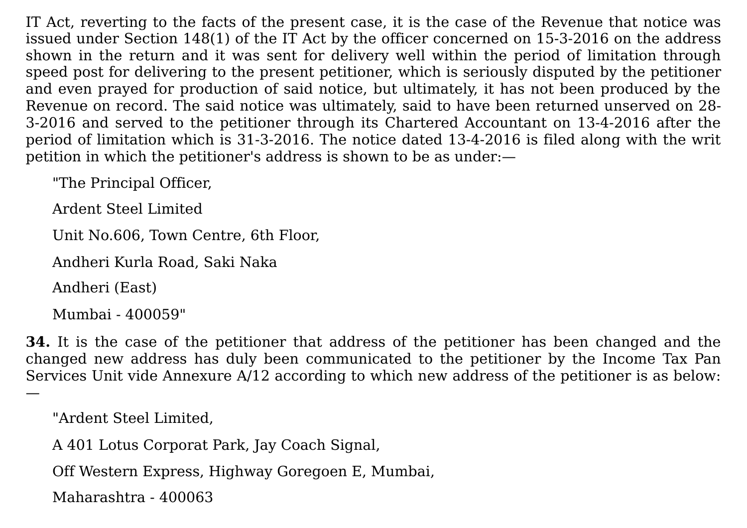IT Act, reverting to the facts of the present case, it is the case of the Revenue that notice was issued under Section 148(1) of the IT Act by the officer concerned on 15-3-2016 on the address shown in the return and it was sent for delivery well within the period of limitation through speed post for delivering to the present petitioner, which is seriously disputed by the petitioner and even prayed for production of said notice, but ultimately, it has not been produced by the Revenue on record. The said notice was ultimately, said to have been returned unserved on 28-3-2016 and served to the petitioner through its Chartered Accountant on 13-4-2016 after the period of limitation which is 31-3-2016. The notice dated 13-4-2016 is filed along with the writ petition in which the petitioner's address is shown to be as under:—

> "The Principal Officer,
>
> Ardent Steel Limited
>
> Unit No.606, Town Centre, 6th Floor,
>
> Andheri Kurla Road, Saki Naka
>
> Andheri (East)
>
> Mumbai - 400059"

**34.** It is the case of the petitioner that address of the petitioner has been changed and the changed new address has duly been communicated to the petitioner by the Income Tax Pan Services Unit vide Annexure A/12 according to which new address of the petitioner is as below: —

> "Ardent Steel Limited,
>
> A 401 Lotus Corporat Park, Jay Coach Signal,
>
> Off Western Express, Highway Goregoen E, Mumbai,
>
> Maharashtra - 400063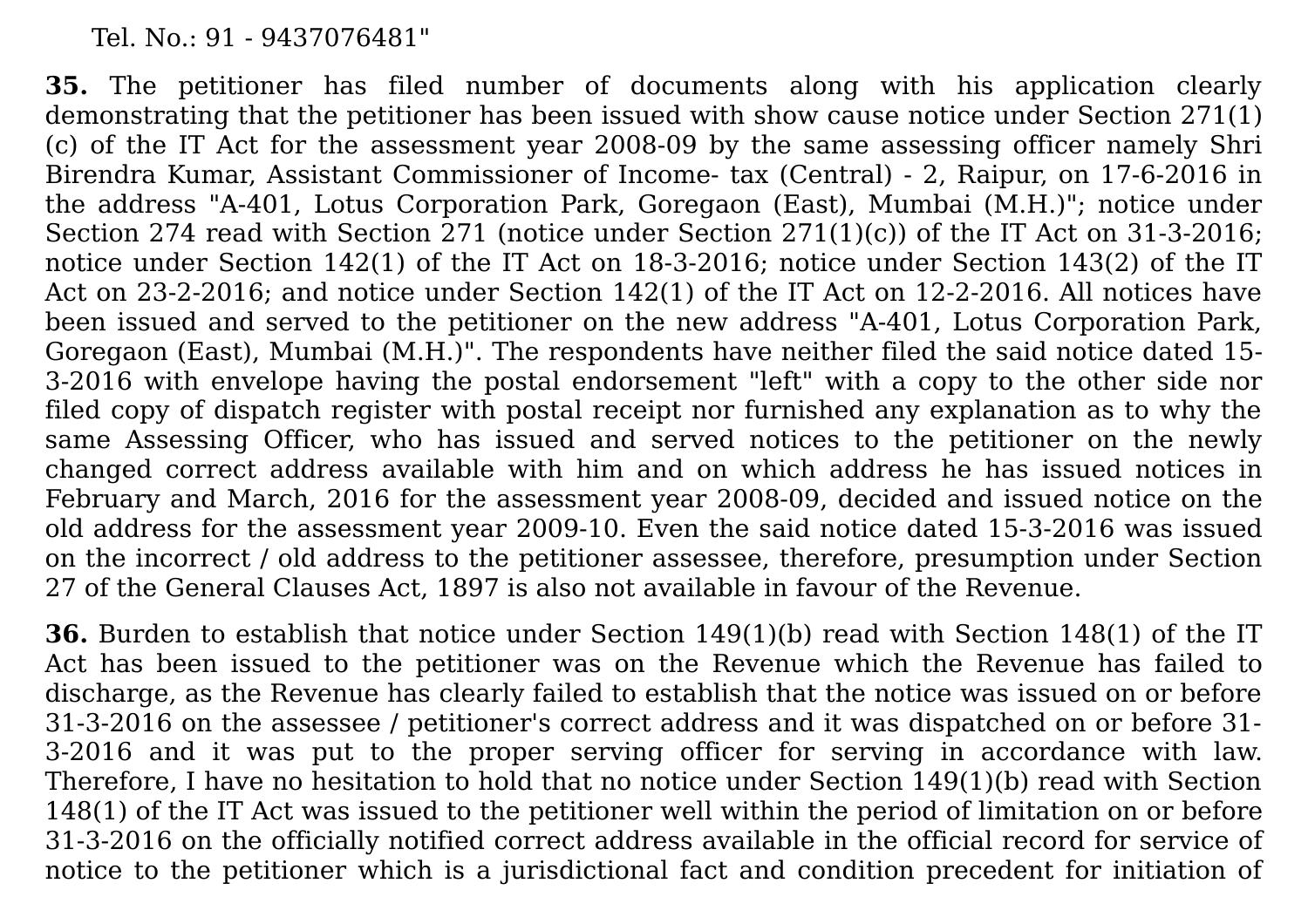Tel. No.: 91 - 9437076481"

**35.** The petitioner has filed number of documents along with his application clearly demonstrating that the petitioner has been issued with show cause notice under Section 271(1)(c) of the IT Act for the assessment year 2008-09 by the same assessing officer namely Shri Birendra Kumar, Assistant Commissioner of Income- tax (Central) - 2, Raipur, on 17-6-2016 in the address "A-401, Lotus Corporation Park, Goregaon (East), Mumbai (M.H.)"; notice under Section 274 read with Section 271 (notice under Section 271(1)(c)) of the IT Act on 31-3-2016; notice under Section 142(1) of the IT Act on 18-3-2016; notice under Section 143(2) of the IT Act on 23-2-2016; and notice under Section 142(1) of the IT Act on 12-2-2016. All notices have been issued and served to the petitioner on the new address "A-401, Lotus Corporation Park, Goregaon (East), Mumbai (M.H.)". The respondents have neither filed the said notice dated 15-3-2016 with envelope having the postal endorsement "left" with a copy to the other side nor filed copy of dispatch register with postal receipt nor furnished any explanation as to why the same Assessing Officer, who has issued and served notices to the petitioner on the newly changed correct address available with him and on which address he has issued notices in February and March, 2016 for the assessment year 2008-09, decided and issued notice on the old address for the assessment year 2009-10. Even the said notice dated 15-3-2016 was issued on the incorrect / old address to the petitioner assessee, therefore, presumption under Section 27 of the General Clauses Act, 1897 is also not available in favour of the Revenue.

**36.** Burden to establish that notice under Section 149(1)(b) read with Section 148(1) of the IT Act has been issued to the petitioner was on the Revenue which the Revenue has failed to discharge, as the Revenue has clearly failed to establish that the notice was issued on or before 31-3-2016 on the assessee / petitioner's correct address and it was dispatched on or before 31-3-2016 and it was put to the proper serving officer for serving in accordance with law. Therefore, I have no hesitation to hold that no notice under Section 149(1)(b) read with Section 148(1) of the IT Act was issued to the petitioner well within the period of limitation on or before 31-3-2016 on the officially notified correct address available in the official record for service of notice to the petitioner which is a jurisdictional fact and condition precedent for initiation of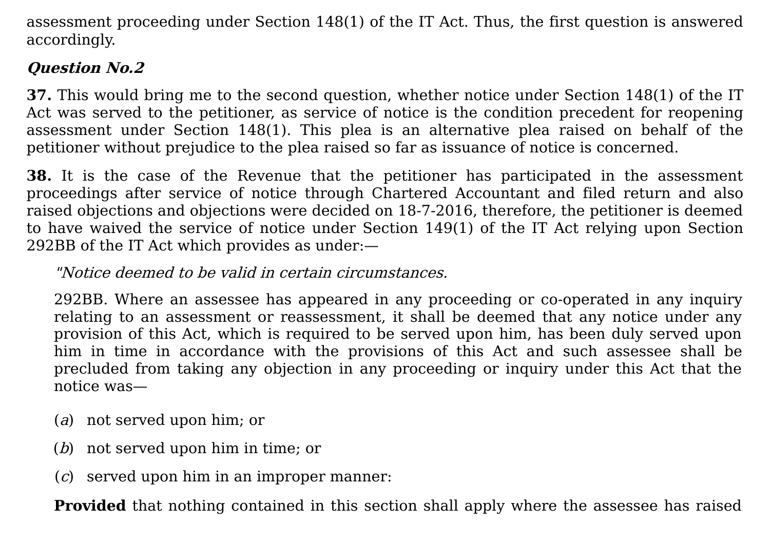assessment proceeding under Section 148(1) of the IT Act. Thus, the first question is answered accordingly.

***Question No.2***

**37.** This would bring me to the second question, whether notice under Section 148(1) of the IT Act was served to the petitioner, as service of notice is the condition precedent for reopening assessment under Section 148(1). This plea is an alternative plea raised on behalf of the petitioner without prejudice to the plea raised so far as issuance of notice is concerned.

**38.** It is the case of the Revenue that the petitioner has participated in the assessment proceedings after service of notice through Chartered Accountant and filed return and also raised objections and objections were decided on 18-7-2016, therefore, the petitioner is deemed to have waived the service of notice under Section 149(1) of the IT Act relying upon Section 292BB of the IT Act which provides as under:—

> "*Notice deemed to be valid in certain circumstances.*
>
> 292BB. Where an assessee has appeared in any proceeding or co-operated in any inquiry relating to an assessment or reassessment, it shall be deemed that any notice under any provision of this Act, which is required to be served upon him, has been duly served upon him in time in accordance with the provisions of this Act and such assessee shall be precluded from taking any objection in any proceeding or inquiry under this Act that the notice was—
>
> (*a*) not served upon him; or
>
> (*b*) not served upon him in time; or
>
> (*c*) served upon him in an improper manner:
>
> **Provided** that nothing contained in this section shall apply where the assessee has raised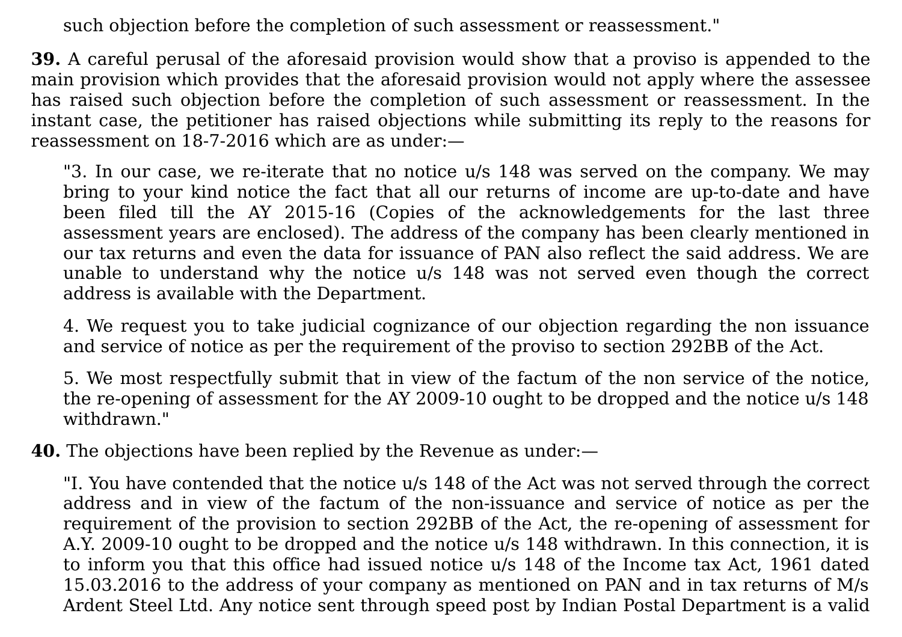> such objection before the completion of such assessment or reassessment."

**39.** A careful perusal of the aforesaid provision would show that a proviso is appended to the main provision which provides that the aforesaid provision would not apply where the assessee has raised such objection before the completion of such assessment or reassessment. In the instant case, the petitioner has raised objections while submitting its reply to the reasons for reassessment on 18-7-2016 which are as under:—

> "3. In our case, we re-iterate that no notice u/s 148 was served on the company. We may bring to your kind notice the fact that all our returns of income are up-to-date and have been filed till the AY 2015-16 (Copies of the acknowledgements for the last three assessment years are enclosed). The address of the company has been clearly mentioned in our tax returns and even the data for issuance of PAN also reflect the said address. We are unable to understand why the notice u/s 148 was not served even though the correct address is available with the Department.
>
> 4. We request you to take judicial cognizance of our objection regarding the non issuance and service of notice as per the requirement of the proviso to section 292BB of the Act.
>
> 5. We most respectfully submit that in view of the factum of the non service of the notice, the re-opening of assessment for the AY 2009-10 ought to be dropped and the notice u/s 148 withdrawn."

**40.** The objections have been replied by the Revenue as under:—

> "I. You have contended that the notice u/s 148 of the Act was not served through the correct address and in view of the factum of the non-issuance and service of notice as per the requirement of the provision to section 292BB of the Act, the re-opening of assessment for A.Y. 2009-10 ought to be dropped and the notice u/s 148 withdrawn. In this connection, it is to inform you that this office had issued notice u/s 148 of the Income tax Act, 1961 dated 15.03.2016 to the address of your company as mentioned on PAN and in tax returns of M/s Ardent Steel Ltd. Any notice sent through speed post by Indian Postal Department is a valid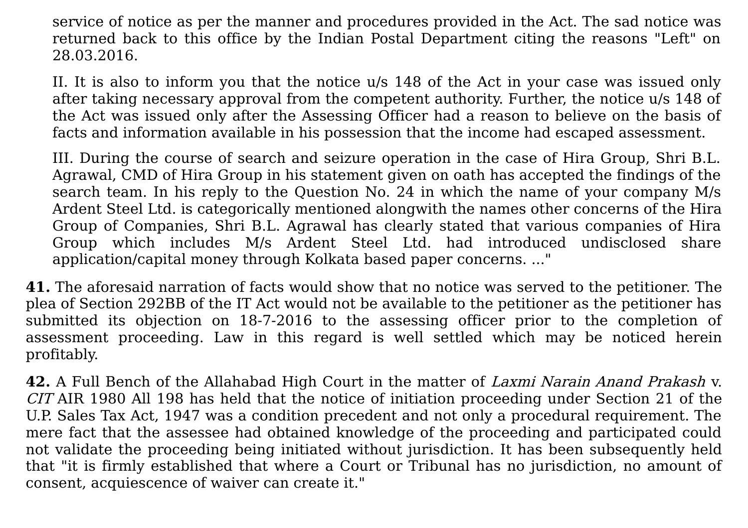service of notice as per the manner and procedures provided in the Act. The sad notice was returned back to this office by the Indian Postal Department citing the reasons "Left" on 28.03.2016.

II. It is also to inform you that the notice u/s 148 of the Act in your case was issued only after taking necessary approval from the competent authority. Further, the notice u/s 148 of the Act was issued only after the Assessing Officer had a reason to believe on the basis of facts and information available in his possession that the income had escaped assessment.

III. During the course of search and seizure operation in the case of Hira Group, Shri B.L. Agrawal, CMD of Hira Group in his statement given on oath has accepted the findings of the search team. In his reply to the Question No. 24 in which the name of your company M/s Ardent Steel Ltd. is categorically mentioned alongwith the names other concerns of the Hira Group of Companies, Shri B.L. Agrawal has clearly stated that various companies of Hira Group which includes M/s Ardent Steel Ltd. had introduced undisclosed share application/capital money through Kolkata based paper concerns. ..."

**41.** The aforesaid narration of facts would show that no notice was served to the petitioner. The plea of Section 292BB of the IT Act would not be available to the petitioner as the petitioner has submitted its objection on 18-7-2016 to the assessing officer prior to the completion of assessment proceeding. Law in this regard is well settled which may be noticed herein profitably.

**42.** A Full Bench of the Allahabad High Court in the matter of *Laxmi Narain Anand Prakash* v. *CIT* AIR 1980 All 198 has held that the notice of initiation proceeding under Section 21 of the U.P. Sales Tax Act, 1947 was a condition precedent and not only a procedural requirement. The mere fact that the assessee had obtained knowledge of the proceeding and participated could not validate the proceeding being initiated without jurisdiction. It has been subsequently held that "it is firmly established that where a Court or Tribunal has no jurisdiction, no amount of consent, acquiescence of waiver can create it."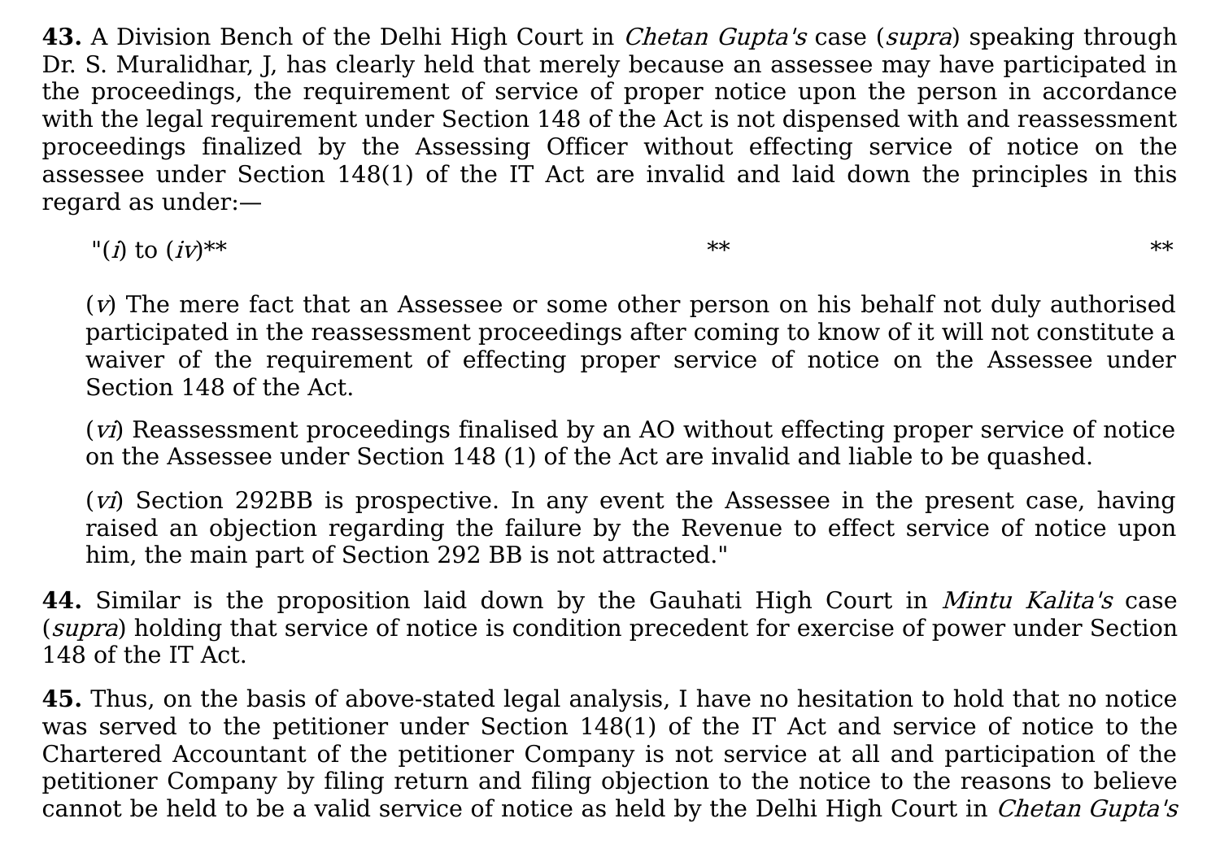**43.** A Division Bench of the Delhi High Court in *Chetan Gupta's* case (*supra*) speaking through Dr. S. Muralidhar, J, has clearly held that merely because an assessee may have participated in the proceedings, the requirement of service of proper notice upon the person in accordance with the legal requirement under Section 148 of the Act is not dispensed with and reassessment proceedings finalized by the Assessing Officer without effecting service of notice on the assessee under Section 148(1) of the IT Act are invalid and laid down the principles in this regard as under:—

> "(*i*) to (*iv*)** ** **
>
> (*v*) The mere fact that an Assessee or some other person on his behalf not duly authorised participated in the reassessment proceedings after coming to know of it will not constitute a waiver of the requirement of effecting proper service of notice on the Assessee under Section 148 of the Act.
>
> (*vi*) Reassessment proceedings finalised by an AO without effecting proper service of notice on the Assessee under Section 148 (1) of the Act are invalid and liable to be quashed.
>
> (*vi*) Section 292BB is prospective. In any event the Assessee in the present case, having raised an objection regarding the failure by the Revenue to effect service of notice upon him, the main part of Section 292 BB is not attracted."

**44.** Similar is the proposition laid down by the Gauhati High Court in *Mintu Kalita's* case (*supra*) holding that service of notice is condition precedent for exercise of power under Section 148 of the IT Act.

**45.** Thus, on the basis of above-stated legal analysis, I have no hesitation to hold that no notice was served to the petitioner under Section 148(1) of the IT Act and service of notice to the Chartered Accountant of the petitioner Company is not service at all and participation of the petitioner Company by filing return and filing objection to the notice to the reasons to believe cannot be held to be a valid service of notice as held by the Delhi High Court in *Chetan Gupta's*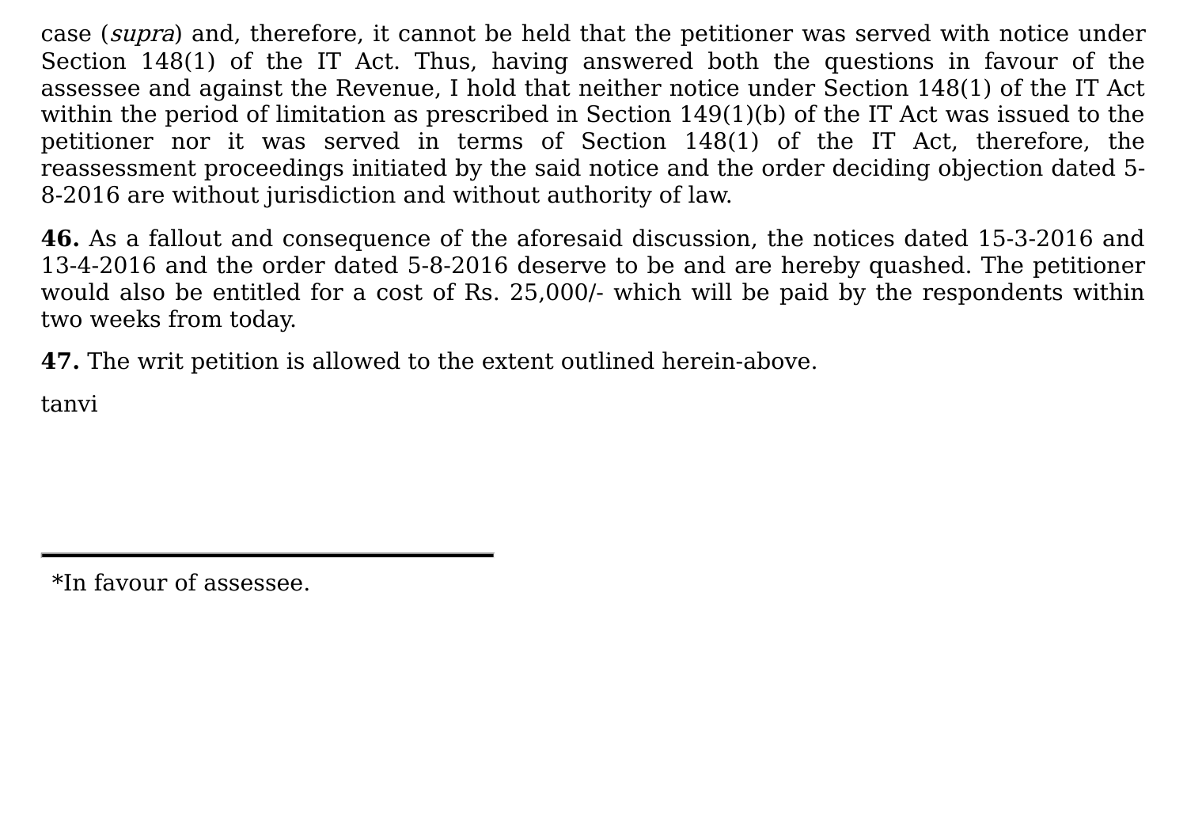case (*supra*) and, therefore, it cannot be held that the petitioner was served with notice under Section 148(1) of the IT Act. Thus, having answered both the questions in favour of the assessee and against the Revenue, I hold that neither notice under Section 148(1) of the IT Act within the period of limitation as prescribed in Section 149(1)(b) of the IT Act was issued to the petitioner nor it was served in terms of Section 148(1) of the IT Act, therefore, the reassessment proceedings initiated by the said notice and the order deciding objection dated 5-8-2016 are without jurisdiction and without authority of law.

**46.** As a fallout and consequence of the aforesaid discussion, the notices dated 15-3-2016 and 13-4-2016 and the order dated 5-8-2016 deserve to be and are hereby quashed. The petitioner would also be entitled for a cost of Rs. 25,000/- which will be paid by the respondents within two weeks from today.

**47.** The writ petition is allowed to the extent outlined herein-above.

tanvi

---

*In favour of assessee.